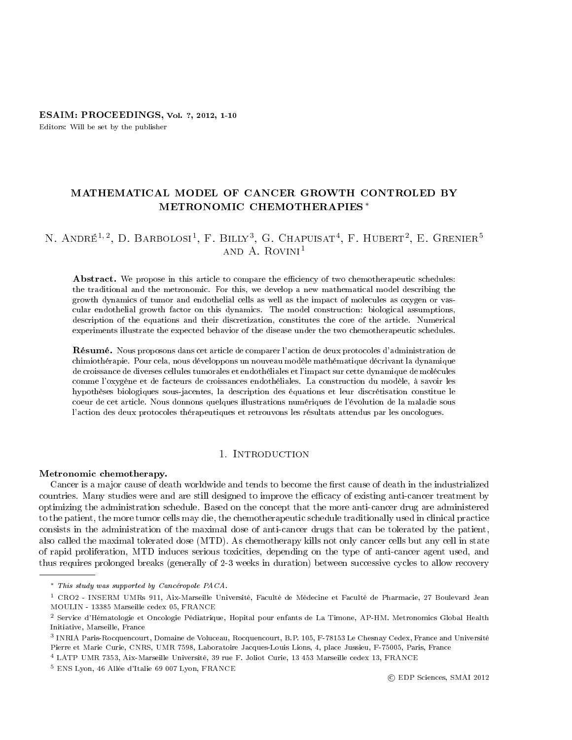# MATHEMATICAL MODEL OF CANCER GROWTH CONTROLED BY METRONOMIC CHEMOTHERAPIES *

N. André[1,2], D. Barbolosi[1], F. Billy[3], G. Chapuisat[4], F. Hubert[2], E. Grenier[5] and A. Rovini[1]

**Abstract.** We propose in this article to compare the efficiency of two chemotherapeutic schedules: the traditional and the metronomic. For this, we develop a new mathematical model describing the growth dynamics of tumor and endothelial cells as well as the impact of molecules as oxygen or vascular endothelial growth factor on this dynamics. The model construction: biological assumptions, description of the equations and their discretization, constitutes the core of the article. Numerical experiments illustrate the expected behavior of the disease under the two chemotherapeutic schedules.

**Résumé.** Nous proposons dans cet article de comparer l'action de deux protocoles d'administration de chimiothérapie. Pour cela, nous développons un nouveau modèle mathématique décrivant la dynamique de croissance de diverses cellules tumorales et endothéliales et l'impact sur cette dynamique de molécules comme l'oxygène et de facteurs de croissances endothéliales. La construction du modèle, à savoir les hypothèses biologiques sous-jacentes, la description des équations et leur discrétisation constitue le coeur de cet article. Nous donnons quelques illustrations numériques de l'évolution de la maladie sous l'action des deux protocoles thérapeutiques et retrouvons les résultats attendus par les oncologues.

## 1. Introduction

**Metronomic chemotherapy.**

Cancer is a major cause of death worldwide and tends to become the first cause of death in the industrialized countries. Many studies were and are still designed to improve the efficacy of existing anti-cancer treatment by optimizing the administration schedule. Based on the concept that the more anti-cancer drug are administered to the patient, the more tumor cells may die, the chemotherapeutic schedule traditionally used in clinical practice consists in the administration of the maximal dose of anti-cancer drugs that can be tolerated by the patient, also called the maximal tolerated dose (MTD). As chemotherapy kills not only cancer cells but any cell in state of rapid proliferation, MTD induces serious toxicities, depending on the type of anti-cancer agent used, and thus requires prolonged breaks (generally of 2-3 weeks in duration) between successive cycles to allow recovery

---

* *This study was supported by Cancéropole PACA.*

[1] CRO2 - INSERM UMRs 911, Aix-Marseille Université, Faculté de Médecine et Faculté de Pharmacie, 27 Boulevard Jean MOULIN - 13385 Marseille cedex 05, FRANCE

[2] Service d'Hématologie et Oncologie Pédiatrique, Hopital pour enfants de La Timone, AP-HM. Metronomics Global Health Initiative, Marseille, France

[3] INRIA Paris-Rocquencourt, Domaine de Voluceau, Rocquencourt, B.P. 105, F-78153 Le Chesnay Cedex, France and Université Pierre et Marie Curie, CNRS, UMR 7598, Laboratoire Jacques-Louis Lions, 4, place Jussieu, F-75005, Paris, France

[4] LATP UMR 7353, Aix-Marseille Université, 39 rue F. Joliot Curie, 13 453 Marseille cedex 13, FRANCE

[5] ENS Lyon, 46 Allée d'Italie 69 007 Lyon, FRANCE

© EDP Sciences, SMAI 2012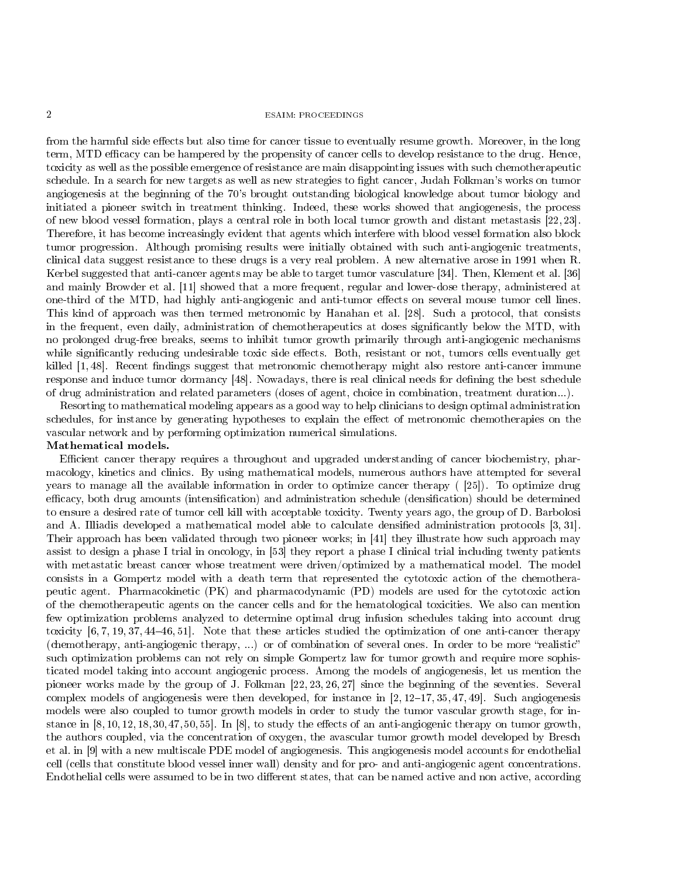from the harmful side effects but also time for cancer tissue to eventually resume growth. Moreover, in the long term, MTD efficacy can be hampered by the propensity of cancer cells to develop resistance to the drug. Hence, toxicity as well as the possible emergence of resistance are main disappointing issues with such chemotherapeutic schedule. In a search for new targets as well as new strategies to fight cancer, Judah Folkman's works on tumor angiogenesis at the beginning of the 70's brought outstanding biological knowledge about tumor biology and initiated a pioneer switch in treatment thinking. Indeed, these works showed that angiogenesis, the process of new blood vessel formation, plays a central role in both local tumor growth and distant metastasis [22, 23]. Therefore, it has become increasingly evident that agents which interfere with blood vessel formation also block tumor progression. Although promising results were initially obtained with such anti-angiogenic treatments, clinical data suggest resistance to these drugs is a very real problem. A new alternative arose in 1991 when R. Kerbel suggested that anti-cancer agents may be able to target tumor vasculature [34]. Then, Klement et al. [36] and mainly Browder et al. [11] showed that a more frequent, regular and lower-dose therapy, administered at one-third of the MTD, had highly anti-angiogenic and anti-tumor effects on several mouse tumor cell lines. This kind of approach was then termed metronomic by Hanahan et al. [28]. Such a protocol, that consists in the frequent, even daily, administration of chemotherapeutics at doses significantly below the MTD, with no prolonged drug-free breaks, seems to inhibit tumor growth primarily through anti-angiogenic mechanisms while significantly reducing undesirable toxic side effects. Both, resistant or not, tumors cells eventually get killed [1, 48]. Recent findings suggest that metronomic chemotherapy might also restore anti-cancer immune response and induce tumor dormancy [48]. Nowadays, there is real clinical needs for defining the best schedule of drug administration and related parameters (doses of agent, choice in combination, treatment duration...).

Resorting to mathematical modeling appears as a good way to help clinicians to design optimal administration schedules, for instance by generating hypotheses to explain the effect of metronomic chemotherapies on the vascular network and by performing optimization numerical simulations.

**Mathematical models.**

Efficient cancer therapy requires a throughout and upgraded understanding of cancer biochemistry, pharmacology, kinetics and clinics. By using mathematical models, numerous authors have attempted for several years to manage all the available information in order to optimize cancer therapy ( [25]). To optimize drug efficacy, both drug amounts (intensification) and administration schedule (densification) should be determined to ensure a desired rate of tumor cell kill with acceptable toxicity. Twenty years ago, the group of D. Barbolosi and A. Illiadis developed a mathematical model able to calculate densified administration protocols [3, 31]. Their approach has been validated through two pioneer works; in [41] they illustrate how such approach may assist to design a phase I trial in oncology, in [53] they report a phase I clinical trial including twenty patients with metastatic breast cancer whose treatment were driven/optimized by a mathematical model. The model consists in a Gompertz model with a death term that represented the cytotoxic action of the chemotherapeutic agent. Pharmacokinetic (PK) and pharmacodynamic (PD) models are used for the cytotoxic action of the chemotherapeutic agents on the cancer cells and for the hematological toxicities. We also can mention few optimization problems analyzed to determine optimal drug infusion schedules taking into account drug toxicity [6, 7, 19, 37, 44–46, 51]. Note that these articles studied the optimization of one anti-cancer therapy (chemotherapy, anti-angiogenic therapy, ...) or of combination of several ones. In order to be more "realistic" such optimization problems can not rely on simple Gompertz law for tumor growth and require more sophisticated model taking into account angiogenic process. Among the models of angiogenesis, let us mention the pioneer works made by the group of J. Folkman [22, 23, 26, 27] since the beginning of the seventies. Several complex models of angiogenesis were then developed, for instance in [2, 12–17, 35, 47, 49]. Such angiogenesis models were also coupled to tumor growth models in order to study the tumor vascular growth stage, for instance in [8, 10, 12, 18, 30, 47, 50, 55]. In [8], to study the effects of an anti-angiogenic therapy on tumor growth, the authors coupled, via the concentration of oxygen, the avascular tumor growth model developed by Bresch et al. in [9] with a new multiscale PDE model of angiogenesis. This angiogenesis model accounts for endothelial cell (cells that constitute blood vessel inner wall) density and for pro- and anti-angiogenic agent concentrations. Endothelial cells were assumed to be in two different states, that can be named active and non active, according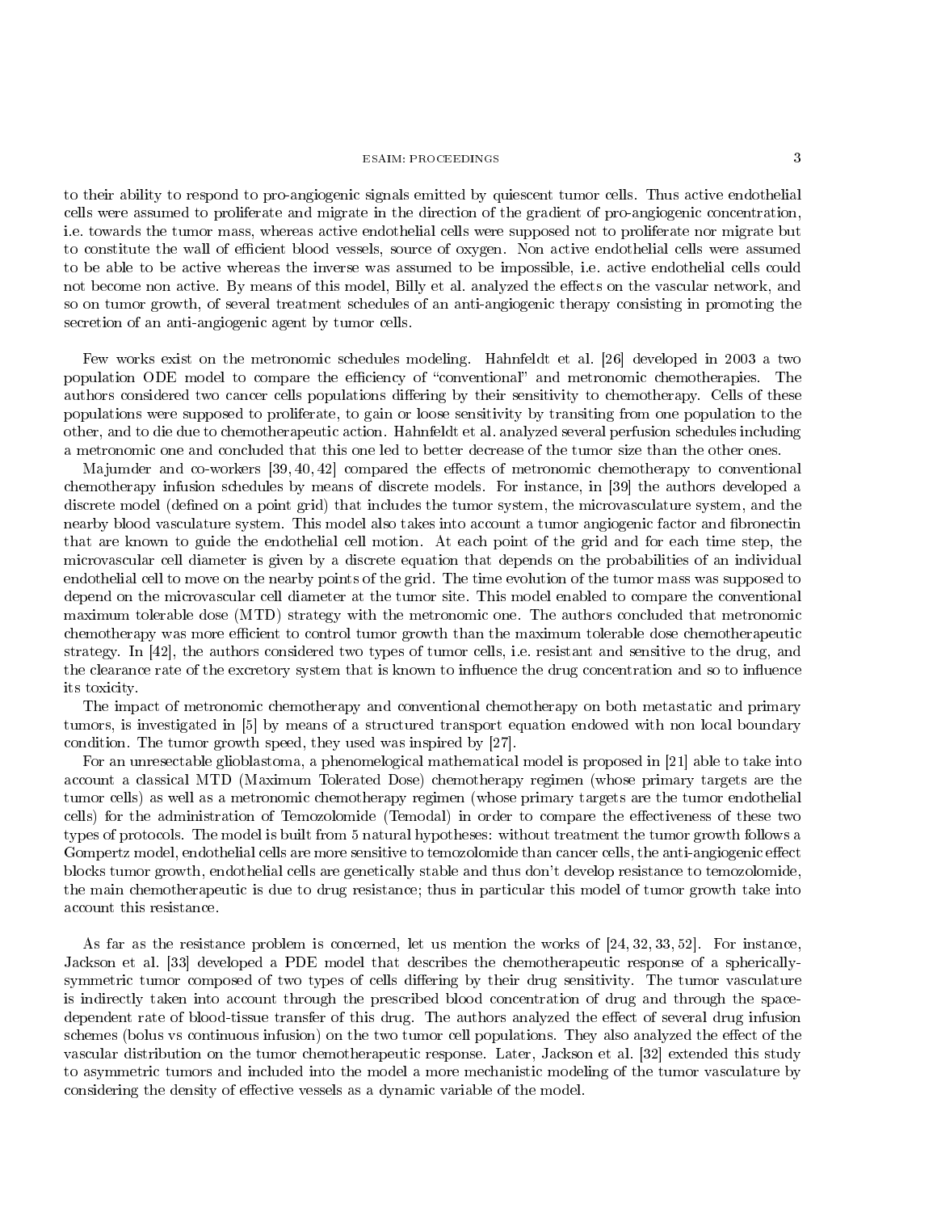to their ability to respond to pro-angiogenic signals emitted by quiescent tumor cells. Thus active endothelial cells were assumed to proliferate and migrate in the direction of the gradient of pro-angiogenic concentration, i.e. towards the tumor mass, whereas active endothelial cells were supposed not to proliferate nor migrate but to constitute the wall of efficient blood vessels, source of oxygen. Non active endothelial cells were assumed to be able to be active whereas the inverse was assumed to be impossible, i.e. active endothelial cells could not become non active. By means of this model, Billy et al. analyzed the effects on the vascular network, and so on tumor growth, of several treatment schedules of an anti-angiogenic therapy consisting in promoting the secretion of an anti-angiogenic agent by tumor cells.

Few works exist on the metronomic schedules modeling. Hahnfeldt et al. [26] developed in 2003 a two population ODE model to compare the efficiency of "conventional" and metronomic chemotherapies. The authors considered two cancer cells populations differing by their sensitivity to chemotherapy. Cells of these populations were supposed to proliferate, to gain or loose sensitivity by transiting from one population to the other, and to die due to chemotherapeutic action. Hahnfeldt et al. analyzed several perfusion schedules including a metronomic one and concluded that this one led to better decrease of the tumor size than the other ones.

Majumder and co-workers [39, 40, 42] compared the effects of metronomic chemotherapy to conventional chemotherapy infusion schedules by means of discrete models. For instance, in [39] the authors developed a discrete model (defined on a point grid) that includes the tumor system, the microvasculature system, and the nearby blood vasculature system. This model also takes into account a tumor angiogenic factor and fibronectin that are known to guide the endothelial cell motion. At each point of the grid and for each time step, the microvascular cell diameter is given by a discrete equation that depends on the probabilities of an individual endothelial cell to move on the nearby points of the grid. The time evolution of the tumor mass was supposed to depend on the microvascular cell diameter at the tumor site. This model enabled to compare the conventional maximum tolerable dose (MTD) strategy with the metronomic one. The authors concluded that metronomic chemotherapy was more efficient to control tumor growth than the maximum tolerable dose chemotherapeutic strategy. In [42], the authors considered two types of tumor cells, i.e. resistant and sensitive to the drug, and the clearance rate of the excretory system that is known to influence the drug concentration and so to influence its toxicity.

The impact of metronomic chemotherapy and conventional chemotherapy on both metastatic and primary tumors, is investigated in [5] by means of a structured transport equation endowed with non local boundary condition. The tumor growth speed, they used was inspired by [27].

For an unresectable glioblastoma, a phenomelogical mathematical model is proposed in [21] able to take into account a classical MTD (Maximum Tolerated Dose) chemotherapy regimen (whose primary targets are the tumor cells) as well as a metronomic chemotherapy regimen (whose primary targets are the tumor endothelial cells) for the administration of Temozolomide (Temodal) in order to compare the effectiveness of these two types of protocols. The model is built from 5 natural hypotheses: without treatment the tumor growth follows a Gompertz model, endothelial cells are more sensitive to temozolomide than cancer cells, the anti-angiogenic effect blocks tumor growth, endothelial cells are genetically stable and thus don't develop resistance to temozolomide, the main chemotherapeutic is due to drug resistance; thus in particular this model of tumor growth take into account this resistance.

As far as the resistance problem is concerned, let us mention the works of [24, 32, 33, 52]. For instance, Jackson et al. [33] developed a PDE model that describes the chemotherapeutic response of a spherically-symmetric tumor composed of two types of cells differing by their drug sensitivity. The tumor vasculature is indirectly taken into account through the prescribed blood concentration of drug and through the space-dependent rate of blood-tissue transfer of this drug. The authors analyzed the effect of several drug infusion schemes (bolus vs continuous infusion) on the two tumor cell populations. They also analyzed the effect of the vascular distribution on the tumor chemotherapeutic response. Later, Jackson et al. [32] extended this study to asymmetric tumors and included into the model a more mechanistic modeling of the tumor vasculature by considering the density of effective vessels as a dynamic variable of the model.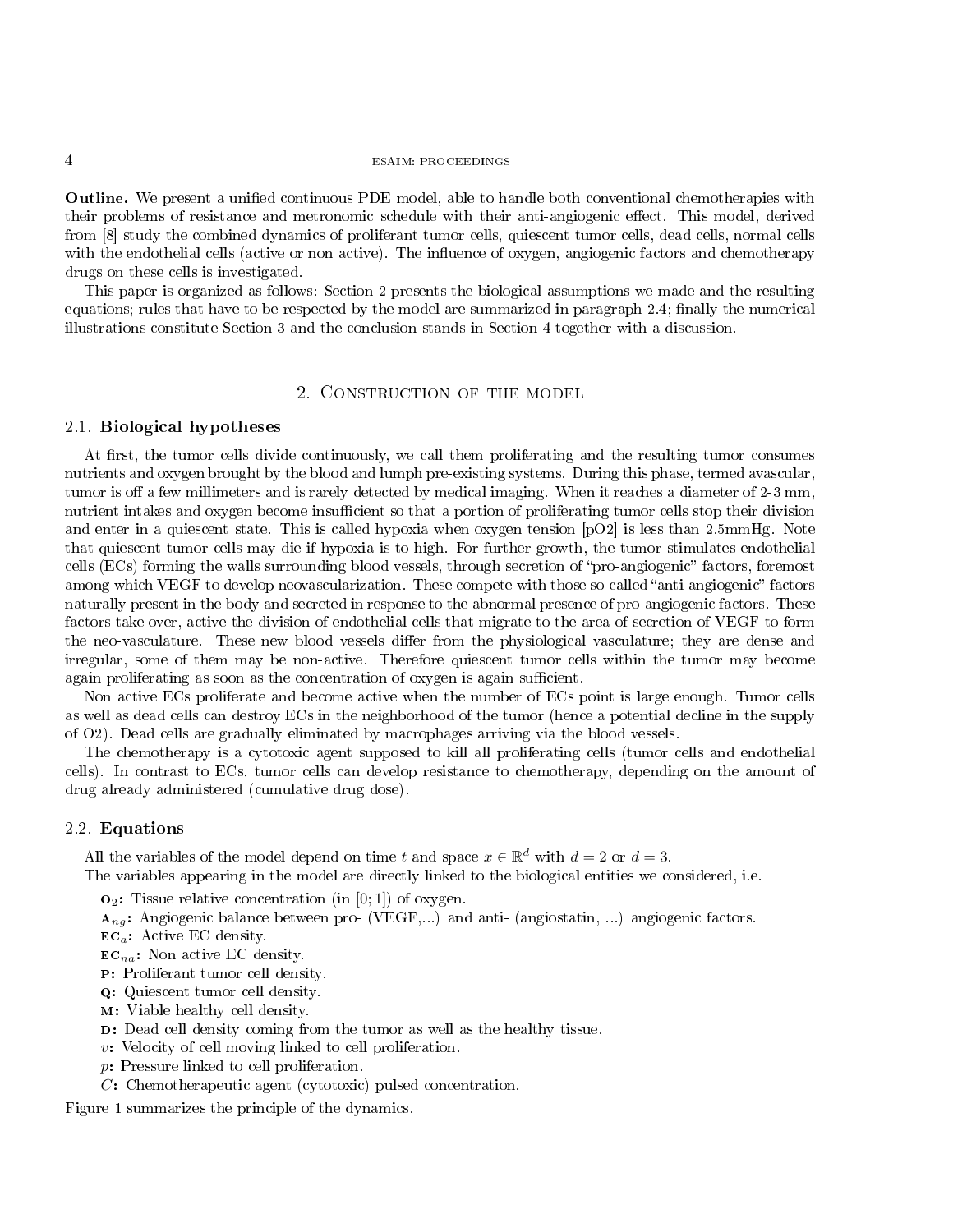**Outline.** We present a unified continuous PDE model, able to handle both conventional chemotherapies with their problems of resistance and metronomic schedule with their anti-angiogenic effect. This model, derived from [8] study the combined dynamics of proliferant tumor cells, quiescent tumor cells, dead cells, normal cells with the endothelial cells (active or non active). The influence of oxygen, angiogenic factors and chemotherapy drugs on these cells is investigated.

This paper is organized as follows: Section 2 presents the biological assumptions we made and the resulting equations; rules that have to be respected by the model are summarized in paragraph 2.4; finally the numerical illustrations constitute Section 3 and the conclusion stands in Section 4 together with a discussion.

## 2. Construction of the model

### 2.1. Biological hypotheses

At first, the tumor cells divide continuously, we call them proliferating and the resulting tumor consumes nutrients and oxygen brought by the blood and lumph pre-existing systems. During this phase, termed avascular, tumor is off a few millimeters and is rarely detected by medical imaging. When it reaches a diameter of 2-3 mm, nutrient intakes and oxygen become insufficient so that a portion of proliferating tumor cells stop their division and enter in a quiescent state. This is called hypoxia when oxygen tension [pO2] is less than 2.5mmHg. Note that quiescent tumor cells may die if hypoxia is to high. For further growth, the tumor stimulates endothelial cells (ECs) forming the walls surrounding blood vessels, through secretion of "pro-angiogenic" factors, foremost among which VEGF to develop neovascularization. These compete with those so-called "anti-angiogenic" factors naturally present in the body and secreted in response to the abnormal presence of pro-angiogenic factors. These factors take over, active the division of endothelial cells that migrate to the area of secretion of VEGF to form the neo-vasculature. These new blood vessels differ from the physiological vasculature; they are dense and irregular, some of them may be non-active. Therefore quiescent tumor cells within the tumor may become again proliferating as soon as the concentration of oxygen is again sufficient.

Non active ECs proliferate and become active when the number of ECs point is large enough. Tumor cells as well as dead cells can destroy ECs in the neighborhood of the tumor (hence a potential decline in the supply of O2). Dead cells are gradually eliminated by macrophages arriving via the blood vessels.

The chemotherapy is a cytotoxic agent supposed to kill all proliferating cells (tumor cells and endothelial cells). In contrast to ECs, tumor cells can develop resistance to chemotherapy, depending on the amount of drug already administered (cumulative drug dose).

### 2.2. Equations

All the variables of the model depend on time $t$ and space $x \in \mathbb{R}^d$ with $d = 2$ or $d = 3$.

The variables appearing in the model are directly linked to the biological entities we considered, i.e.

- $\mathbf{O}_2$**:** Tissue relative concentration (in $[0; 1]$) of oxygen.
- $\mathbf{A}_{ng}$**:** Angiogenic balance between pro- (VEGF,...) and anti- (angiostatin, ...) angiogenic factors.
- $\mathbf{EC}_a$**:** Active EC density.
- $\mathbf{EC}_{na}$**:** Non active EC density.
- **P:** Proliferant tumor cell density.
- **Q:** Quiescent tumor cell density.
- **M:** Viable healthy cell density.
- **D:** Dead cell density coming from the tumor as well as the healthy tissue.
- $v$**:** Velocity of cell moving linked to cell proliferation.
- $p$**:** Pressure linked to cell proliferation.
- $C$**:** Chemotherapeutic agent (cytotoxic) pulsed concentration.

Figure 1 summarizes the principle of the dynamics.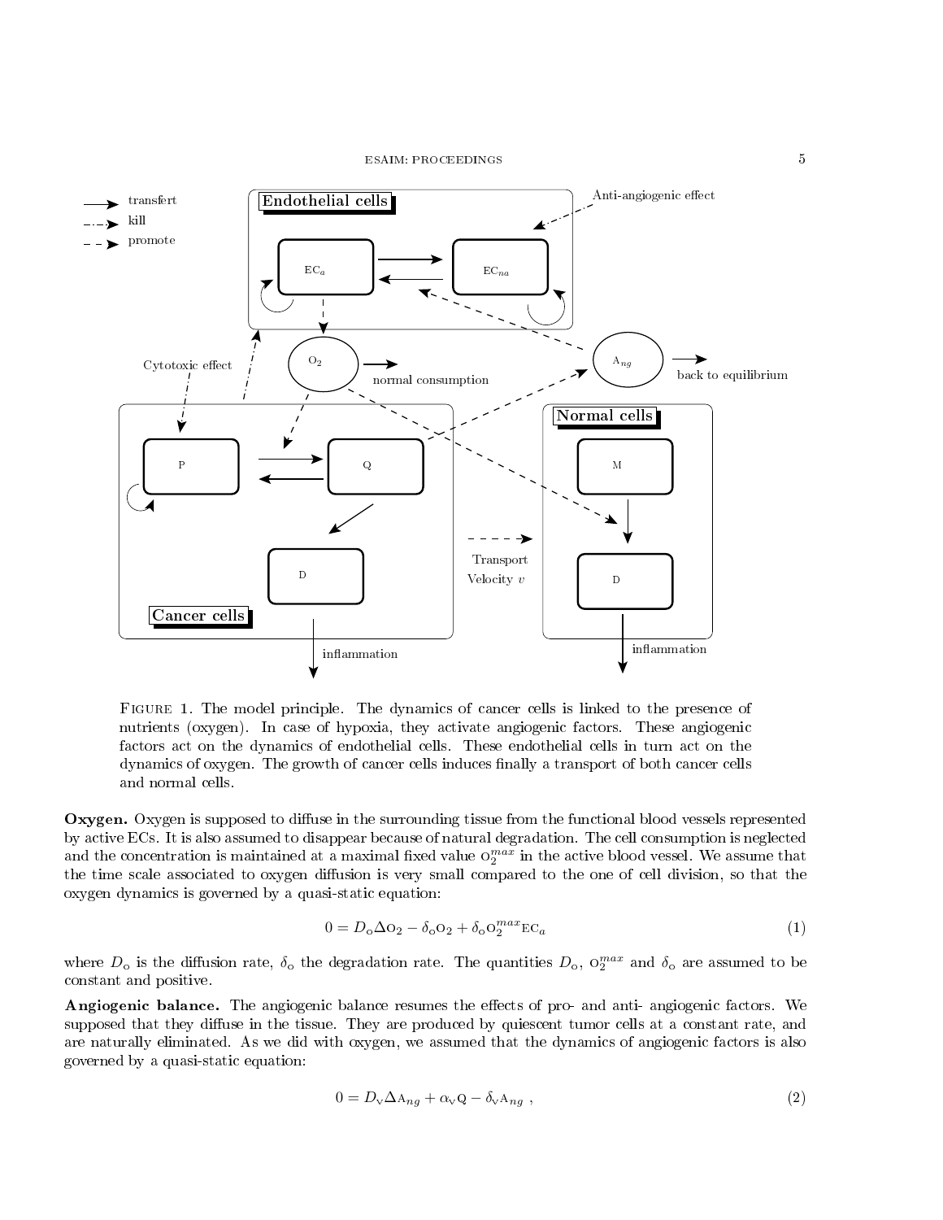FIGURE 1. The model principle. The dynamics of cancer cells is linked to the presence of nutrients (oxygen). In case of hypoxia, they activate angiogenic factors. These angiogenic factors act on the dynamics of endothelial cells. These endothelial cells in turn act on the dynamics of oxygen. The growth of cancer cells induces finally a transport of both cancer cells and normal cells.

**Oxygen.** Oxygen is supposed to diffuse in the surrounding tissue from the functional blood vessels represented by active ECs. It is also assumed to disappear because of natural degradation. The cell consumption is neglected and the concentration is maintained at a maximal fixed value $\mathrm{O}_2^{max}$ in the active blood vessel. We assume that the time scale associated to oxygen diffusion is very small compared to the one of cell division, so that the oxygen dynamics is governed by a quasi-static equation:

$$0 = D_{\mathrm{o}} \Delta \mathrm{O}_2 - \delta_{\mathrm{o}} \mathrm{O}_2 + \delta_{\mathrm{o}} \mathrm{O}_2^{max} \mathrm{EC}_a \tag{1}$$

where $D_{\mathrm{o}}$ is the diffusion rate, $\delta_{\mathrm{o}}$ the degradation rate. The quantities $D_{\mathrm{o}}$, $\mathrm{O}_2^{max}$ and $\delta_{\mathrm{o}}$ are assumed to be constant and positive.

**Angiogenic balance.** The angiogenic balance resumes the effects of pro- and anti- angiogenic factors. We supposed that they diffuse in the tissue. They are produced by quiescent tumor cells at a constant rate, and are naturally eliminated. As we did with oxygen, we assumed that the dynamics of angiogenic factors is also governed by a quasi-static equation:

$$0 = D_{\mathrm{v}} \Delta \mathrm{A}_{ng} + \alpha_{\mathrm{v}} \mathrm{Q} - \delta_{\mathrm{v}} \mathrm{A}_{ng} \ , \tag{2}$$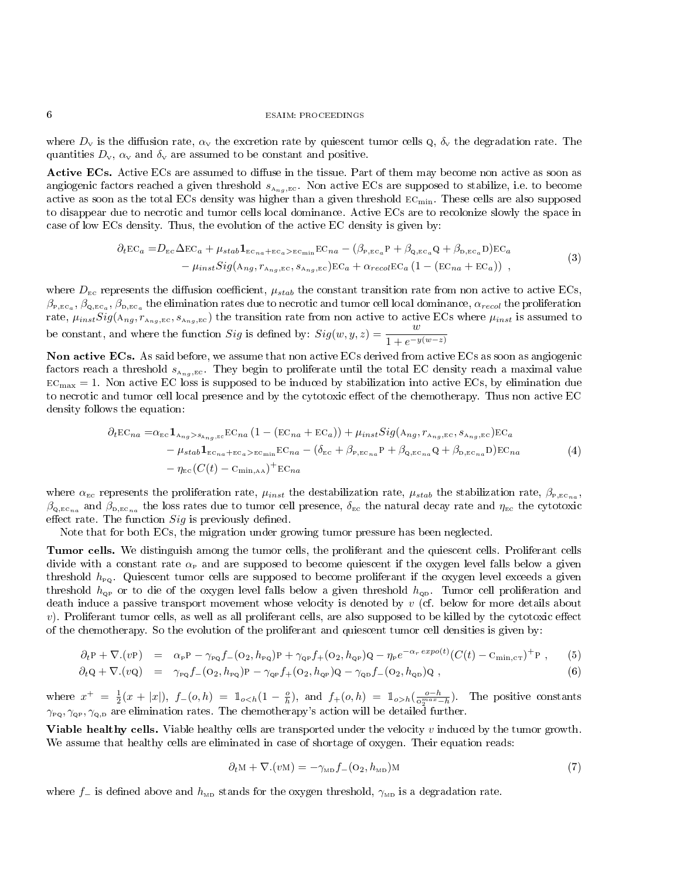where $D_{\rm V}$ is the diffusion rate, $\alpha_{\rm V}$ the excretion rate by quiescent tumor cells Q, $\delta_{\rm V}$ the degradation rate. The quantities $D_{\rm V}$, $\alpha_{\rm V}$ and $\delta_{\rm V}$ are assumed to be constant and positive.

**Active ECs.** Active ECs are assumed to diffuse in the tissue. Part of them may become non active as soon as angiogenic factors reached a given threshold $s_{{\rm A}_{ng},{\rm EC}}$. Non active ECs are supposed to stabilize, i.e. to become active as soon as the total ECs density was higher than a given threshold ${\rm EC}_{\min}$. These cells are also supposed to disappear due to necrotic and tumor cells local dominance. Active ECs are to recolonize slowly the space in case of low ECs density. Thus, the evolution of the active EC density is given by:

$$
\begin{aligned}
\partial_t {\rm EC}_a =& D_{\rm EC}\Delta {\rm EC}_a + \mu_{stab}\mathbf{1}_{{\rm EC}_{na}+{\rm EC}_a>{\rm EC}_{\min}}{\rm EC}_{na} - (\beta_{{\rm P},{\rm EC}_a}{\rm P} + \beta_{{\rm Q},{\rm EC}_a}{\rm Q} + \beta_{{\rm D},{\rm EC}_a}{\rm D}){\rm EC}_a \\
&- \mu_{inst}Sig({\rm A}_{ng}, r_{{\rm A}_{ng},{\rm EC}}, s_{{\rm A}_{ng},{\rm EC}}){\rm EC}_a + \alpha_{recol}{\rm EC}_a\left(1 - ({\rm EC}_{na} + {\rm EC}_a)\right) \ ,
\end{aligned}
\tag{3}
$$

where $D_{\rm EC}$ represents the diffusion coefficient, $\mu_{stab}$ the constant transition rate from non active to active ECs, $\beta_{{\rm P},{\rm EC}_a}$, $\beta_{{\rm Q},{\rm EC}_a}$, $\beta_{{\rm D},{\rm EC}_a}$ the elimination rates due to necrotic and tumor cell local dominance, $\alpha_{recol}$ the proliferation rate, $\mu_{inst}Sig({\rm A}_{ng}, r_{{\rm A}_{ng},{\rm EC}}, s_{{\rm A}_{ng},{\rm EC}})$ the transition rate from non active to active ECs where $\mu_{inst}$ is assumed to be constant, and where the function $Sig$ is defined by: $Sig(w,y,z) = \dfrac{w}{1+e^{-y(w-z)}}$

**Non active ECs.** As said before, we assume that non active ECs derived from active ECs as soon as angiogenic factors reach a threshold $s_{{\rm A}_{ng},{\rm EC}}$. They begin to proliferate until the total EC density reach a maximal value ${\rm EC}_{\max} = 1$. Non active EC loss is supposed to be induced by stabilization into active ECs, by elimination due to necrotic and tumor cell local presence and by the cytotoxic effect of the chemotherapy. Thus non active EC density follows the equation:

$$
\begin{aligned}
\partial_t {\rm EC}_{na} =& \alpha_{\rm EC}\mathbf{1}_{{\rm A}_{ng}>s_{{\rm A}_{ng},{\rm EC}}}{\rm EC}_{na}\left(1 - ({\rm EC}_{na} + {\rm EC}_a)\right) + \mu_{inst}Sig({\rm A}_{ng}, r_{{\rm A}_{ng},{\rm EC}}, s_{{\rm A}_{ng},{\rm EC}}){\rm EC}_a \\
&- \mu_{stab}\mathbf{1}_{{\rm EC}_{na}+{\rm EC}_a>{\rm EC}_{\min}}{\rm EC}_{na} - (\delta_{\rm EC} + \beta_{{\rm P},{\rm EC}_{na}}{\rm P} + \beta_{{\rm Q},{\rm EC}_{na}}{\rm Q} + \beta_{{\rm D},{\rm EC}_{na}}{\rm D}){\rm EC}_{na} \\
&- \eta_{\rm EC}(C(t) - {\rm C}_{\min,{\rm AA}})^+{\rm EC}_{na}
\end{aligned}
\tag{4}
$$

where $\alpha_{\rm EC}$ represents the proliferation rate, $\mu_{inst}$ the destabilization rate, $\mu_{stab}$ the stabilization rate, $\beta_{{\rm P},{\rm EC}_{na}}$, $\beta_{{\rm Q},{\rm EC}_{na}}$ and $\beta_{{\rm D},{\rm EC}_{na}}$ the loss rates due to tumor cell presence, $\delta_{\rm EC}$ the natural decay rate and $\eta_{\rm EC}$ the cytotoxic effect rate. The function $Sig$ is previously defined.

Note that for both ECs, the migration under growing tumor pressure has been neglected.

**Tumor cells.** We distinguish among the tumor cells, the proliferant and the quiescent cells. Proliferant cells divide with a constant rate $\alpha_{\rm P}$ and are supposed to become quiescent if the oxygen level falls below a given threshold $h_{\rm PQ}$. Quiescent tumor cells are supposed to become proliferant if the oxygen level exceeds a given threshold $h_{\rm QP}$ or to die of the oxygen level falls below a given threshold $h_{\rm QD}$. Tumor cell proliferation and death induce a passive transport movement whose velocity is denoted by $v$ (cf. below for more details about $v$). Proliferant tumor cells, as well as all proliferant cells, are also supposed to be killed by the cytotoxic effect of the chemotherapy. So the evolution of the proliferant and quiescent tumor cell densities is given by:

$$
\begin{aligned}
\partial_t {\rm P} + \nabla.(v{\rm P}) &= \alpha_{\rm P}{\rm P} - \gamma_{\rm PQ}f_-({\rm O}_2, h_{\rm PQ}){\rm P} + \gamma_{\rm QP}f_+({\rm O}_2, h_{\rm QP}){\rm Q} - \eta_{\rm P}e^{-\alpha_r\, expo(t)}(C(t) - {\rm C}_{\min,{\rm CT}})^+{\rm P} \ , & (5)\\
\partial_t {\rm Q} + \nabla.(v{\rm Q}) &= \gamma_{\rm PQ}f_-({\rm O}_2, h_{\rm PQ}){\rm P} - \gamma_{\rm QP}f_+({\rm O}_2, h_{\rm QP}){\rm Q} - \gamma_{\rm QD}f_-({\rm O}_2, h_{\rm QD}){\rm Q} \ , & (6)
\end{aligned}
$$

where $x^+ = \frac{1}{2}(x + |x|)$, $f_-(o,h) = \mathbb{1}_{o<h}(1 - \frac{o}{h})$, and $f_+(o,h) = \mathbb{1}_{o>h}(\frac{o-h}{{\rm O}_2^{max} - h})$. The positive constants $\gamma_{\rm PQ}, \gamma_{\rm QP}, \gamma_{\rm Q,D}$ are elimination rates. The chemotherapy's action will be detailed further.

**Viable healthy cells.** Viable healthy cells are transported under the velocity $v$ induced by the tumor growth. We assume that healthy cells are eliminated in case of shortage of oxygen. Their equation reads:

$$
\partial_t {\rm M} + \nabla.(v{\rm M}) = -\gamma_{\rm MD}f_-({\rm O}_2, h_{\rm MD}){\rm M} \tag{7}
$$

where $f_-$ is defined above and $h_{\rm MD}$ stands for the oxygen threshold, $\gamma_{\rm MD}$ is a degradation rate.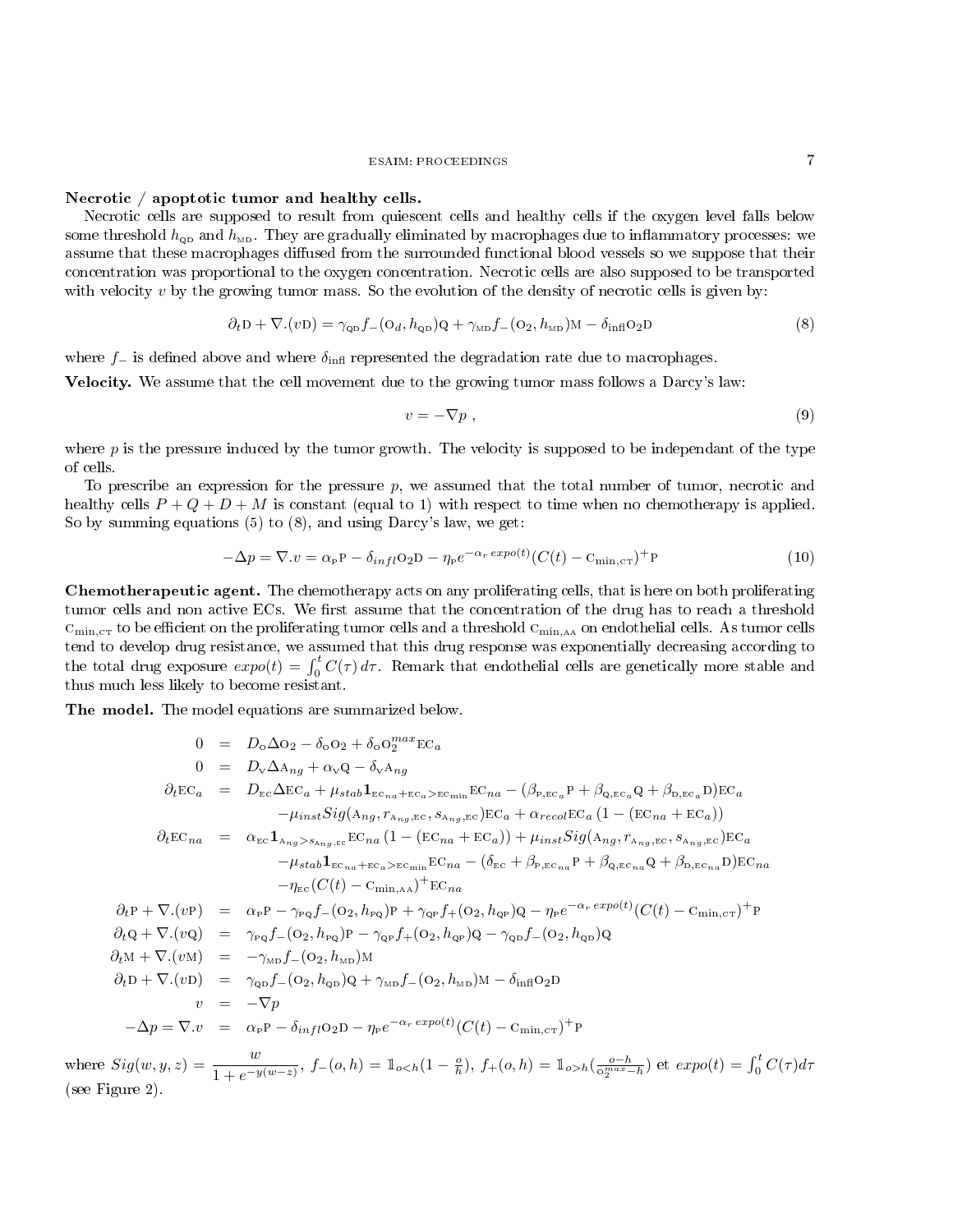**Necrotic / apoptotic tumor and healthy cells.**
Necrotic cells are supposed to result from quiescent cells and healthy cells if the oxygen level falls below some threshold $h_{\rm QD}$ and $h_{\rm MD}$. They are gradually eliminated by macrophages due to inflammatory processes: we assume that these macrophages diffused from the surrounded functional blood vessels so we suppose that their concentration was proportional to the oxygen concentration. Necrotic cells are also supposed to be transported with velocity $v$ by the growing tumor mass. So the evolution of the density of necrotic cells is given by:

$$\partial_t {\rm D} + \nabla.(v{\rm D}) = \gamma_{\rm QD} f_-({\rm O}_d, h_{\rm QD}){\rm Q} + \gamma_{\rm MD} f_-({\rm O}_2, h_{\rm MD}){\rm M} - \delta_{\rm infl}{\rm O}_2{\rm D} \tag{8}$$

where $f_-$ is defined above and where $\delta_{\rm infl}$ represented the degradation rate due to macrophages.

**Velocity.** We assume that the cell movement due to the growing tumor mass follows a Darcy's law:

$$v = -\nabla p \ , \tag{9}$$

where $p$ is the pressure induced by the tumor growth. The velocity is supposed to be independant of the type of cells.

To prescribe an expression for the pressure $p$, we assumed that the total number of tumor, necrotic and healthy cells $P + Q + D + M$ is constant (equal to 1) with respect to time when no chemotherapy is applied. So by summing equations (5) to (8), and using Darcy's law, we get:

$$-\Delta p = \nabla.v = \alpha_{\rm P}{\rm P} - \delta_{infl}{\rm O}_2{\rm D} - \eta_{\rm P} e^{-\alpha_r\, expo(t)}(C(t) - {\rm C}_{\min,\rm CT})^+{\rm P} \tag{10}$$

**Chemotherapeutic agent.** The chemotherapy acts on any proliferating cells, that is here on both proliferating tumor cells and non active ECs. We first assume that the concentration of the drug has to reach a threshold ${\rm C}_{\min,\rm CT}$ to be efficient on the proliferating tumor cells and a threshold ${\rm C}_{\min,\rm AA}$ on endothelial cells. As tumor cells tend to develop drug resistance, we assumed that this drug response was exponentially decreasing according to the total drug exposure $expo(t) = \int_0^t C(\tau)\, d\tau$. Remark that endothelial cells are genetically more stable and thus much less likely to become resistant.

**The model.** The model equations are summarized below.

$$\begin{aligned}
0 &= D_{\rm O}\Delta{\rm O}_2 - \delta_{\rm O}{\rm O}_2 + \delta_{\rm O}{\rm O}_2^{max}{\rm EC}_a \\
0 &= D_{\rm V}\Delta{\rm A}_{ng} + \alpha_{\rm V}{\rm Q} - \delta_{\rm V}{\rm A}_{ng} \\
\partial_t{\rm EC}_a &= D_{\rm EC}\Delta{\rm EC}_a + \mu_{stab}\mathbf{1}_{{\rm EC}_{na}+{\rm EC}_a>{\rm EC}_{\min}}{\rm EC}_{na} - (\beta_{{\rm P},{\rm EC}_a}{\rm P} + \beta_{{\rm Q},{\rm EC}_a}{\rm Q} + \beta_{{\rm D},{\rm EC}_a}{\rm D}){\rm EC}_a \\
&\quad -\mu_{inst}Sig({\rm A}_{ng}, r_{{\rm A}_{ng},{\rm EC}}, s_{{\rm A}_{ng},{\rm EC}}){\rm EC}_a + \alpha_{recol}{\rm EC}_a\,(1 - ({\rm EC}_{na} + {\rm EC}_a)) \\
\partial_t{\rm EC}_{na} &= \alpha_{\rm EC}\mathbf{1}_{{\rm A}_{ng}>s_{{\rm A}_{ng},{\rm EC}}}{\rm EC}_{na}\,(1 - ({\rm EC}_{na} + {\rm EC}_a)) + \mu_{inst}Sig({\rm A}_{ng}, r_{{\rm A}_{ng},{\rm EC}}, s_{{\rm A}_{ng},{\rm EC}}){\rm EC}_a \\
&\quad -\mu_{stab}\mathbf{1}_{{\rm EC}_{na}+{\rm EC}_a>{\rm EC}_{\min}}{\rm EC}_{na} - (\delta_{\rm EC} + \beta_{{\rm P},{\rm EC}_{na}}{\rm P} + \beta_{{\rm Q},{\rm EC}_{na}}{\rm Q} + \beta_{{\rm D},{\rm EC}_{na}}{\rm D}){\rm EC}_{na} \\
&\quad -\eta_{\rm EC}(C(t) - {\rm C}_{\min,\rm AA})^+{\rm EC}_{na} \\
\partial_t{\rm P} + \nabla.(v{\rm P}) &= \alpha_{\rm P}{\rm P} - \gamma_{\rm PQ}f_-({\rm O}_2, h_{\rm PQ}){\rm P} + \gamma_{\rm QP}f_+({\rm O}_2, h_{\rm QP}){\rm Q} - \eta_{\rm P}e^{-\alpha_r\, expo(t)}(C(t) - {\rm C}_{\min,\rm CT})^+{\rm P} \\
\partial_t{\rm Q} + \nabla.(v{\rm Q}) &= \gamma_{\rm PQ}f_-({\rm O}_2, h_{\rm PQ}){\rm P} - \gamma_{\rm QP}f_+({\rm O}_2, h_{\rm QP}){\rm Q} - \gamma_{\rm QD}f_-({\rm O}_2, h_{\rm QD}){\rm Q} \\
\partial_t{\rm M} + \nabla.(v{\rm M}) &= -\gamma_{\rm MD}f_-({\rm O}_2, h_{\rm MD}){\rm M} \\
\partial_t{\rm D} + \nabla.(v{\rm D}) &= \gamma_{\rm QD}f_-({\rm O}_2, h_{\rm QD}){\rm Q} + \gamma_{\rm MD}f_-({\rm O}_2, h_{\rm MD}){\rm M} - \delta_{\rm infl}{\rm O}_2{\rm D} \\
v &= -\nabla p \\
-\Delta p = \nabla.v &= \alpha_{\rm P}{\rm P} - \delta_{infl}{\rm O}_2{\rm D} - \eta_{\rm P}e^{-\alpha_r\, expo(t)}(C(t) - {\rm C}_{\min,\rm CT})^+{\rm P}
\end{aligned}$$

where $Sig(w, y, z) = \dfrac{w}{1 + e^{-y(w-z)}}$, $f_-(o, h) = \mathbb{1}_{o<h}(1 - \frac{o}{h})$, $f_+(o, h) = \mathbb{1}_{o>h}(\frac{o-h}{{\rm O}_2^{max} - h})$ et $expo(t) = \int_0^t C(\tau)d\tau$ (see Figure 2).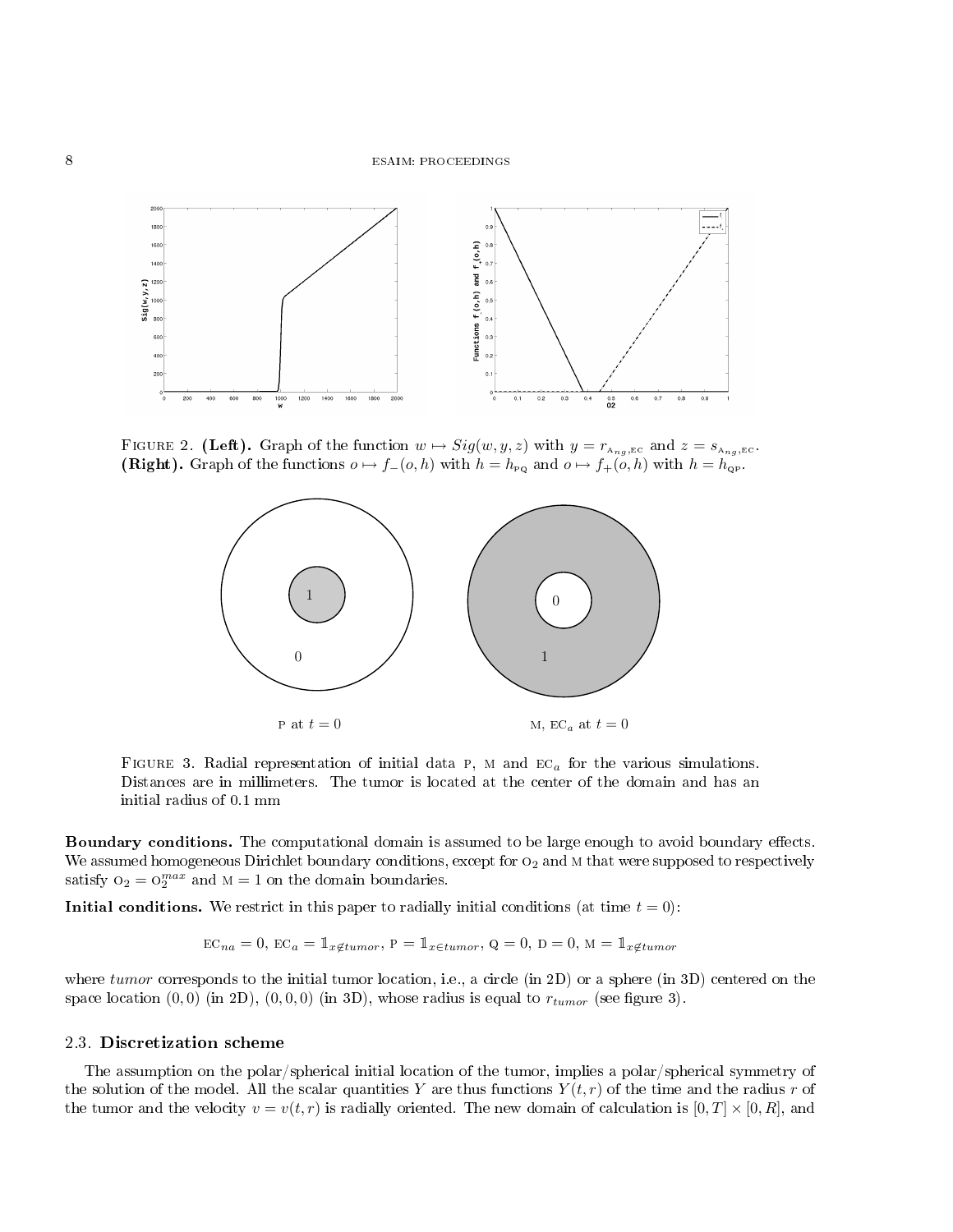FIGURE 2. **(Left).** Graph of the function $w \mapsto Sig(w, y, z)$ with $y = r_{\text{Ang},\text{EC}}$ and $z = s_{\text{Ang},\text{EC}}$. **(Right).** Graph of the functions $o \mapsto f_-(o, h)$ with $h = h_{\text{PQ}}$ and $o \mapsto f_+(o, h)$ with $h = h_{\text{QP}}$.

FIGURE 3. Radial representation of initial data P, M and $\text{EC}_a$ for the various simulations. Distances are in millimeters. The tumor is located at the center of the domain and has an initial radius of 0.1 mm

**Boundary conditions.** The computational domain is assumed to be large enough to avoid boundary effects. We assumed homogeneous Dirichlet boundary conditions, except for $\text{O}_2$ and M that were supposed to respectively satisfy $\text{O}_2 = \text{O}_2^{max}$ and $\text{M} = 1$ on the domain boundaries.

**Initial conditions.** We restrict in this paper to radially initial conditions (at time $t = 0$):

$$\text{EC}_{na} = 0,\ \text{EC}_a = \mathbb{1}_{x \notin tumor},\ \text{P} = \mathbb{1}_{x \in tumor},\ \text{Q} = 0,\ \text{D} = 0,\ \text{M} = \mathbb{1}_{x \notin tumor}$$

where *tumor* corresponds to the initial tumor location, i.e., a circle (in 2D) or a sphere (in 3D) centered on the space location $(0, 0)$ (in 2D), $(0, 0, 0)$ (in 3D), whose radius is equal to $r_{tumor}$ (see figure 3).

### 2.3. Discretization scheme

The assumption on the polar/spherical initial location of the tumor, implies a polar/spherical symmetry of the solution of the model. All the scalar quantities $Y$ are thus functions $Y(t, r)$ of the time and the radius $r$ of the tumor and the velocity $v = v(t, r)$ is radially oriented. The new domain of calculation is $[0, T] \times [0, R]$, and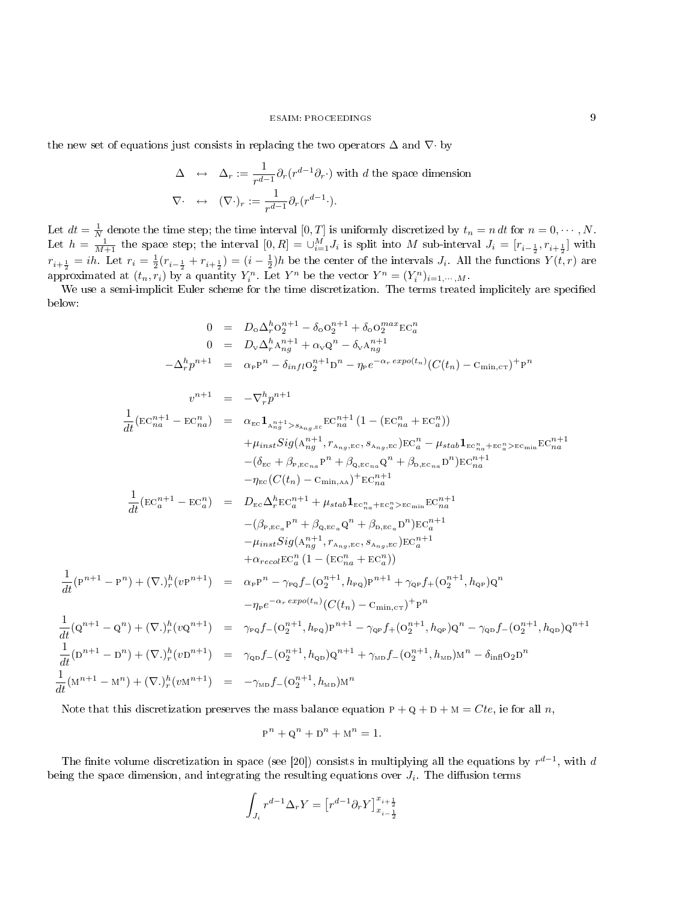the new set of equations just consists in replacing the two operators $\Delta$ and $\nabla\cdot$ by

$$
\begin{aligned}
\Delta \quad &\leftrightarrow \quad \Delta_r := \frac{1}{r^{d-1}}\partial_r(r^{d-1}\partial_r \cdot) \text{ with } d \text{ the space dimension} \\
\nabla\cdot \quad &\leftrightarrow \quad (\nabla\cdot)_r := \frac{1}{r^{d-1}}\partial_r(r^{d-1}\cdot).
\end{aligned}
$$

Let $dt = \frac{1}{N}$ denote the time step; the time interval $[0,T]$ is uniformly discretized by $t_n = n\,dt$ for $n = 0,\cdots,N$. Let $h = \frac{1}{M+1}$ the space step; the interval $[0,R] = \cup_{i=1}^{M} J_i$ is split into $M$ sub-interval $J_i = [r_{i-\frac{1}{2}}, r_{i+\frac{1}{2}}]$ with $r_{i+\frac{1}{2}} = ih$. Let $r_i = \frac{1}{2}(r_{i-\frac{1}{2}} + r_{i+\frac{1}{2}}) = (i-\frac{1}{2})h$ be the center of the intervals $J_i$. All the functions $Y(t,r)$ are approximated at $(t_n, r_i)$ by a quantity $Y_i^n$. Let $Y^n$ be the vector $Y^n = (Y_i^n)_{i=1,\cdots,M}$.

We use a semi-implicit Euler scheme for the time discretization. The terms treated implicitely are specified below:

$$
\begin{aligned}
0 &= D_{\mathrm{O}}\Delta_r^h \mathrm{O}_2^{n+1} - \delta_{\mathrm{O}}\mathrm{O}_2^{n+1} + \delta_{\mathrm{O}}\mathrm{O}_2^{max}\mathrm{EC}_a^n \\
0 &= D_{\mathrm{V}}\Delta_r^h \mathrm{A}_{ng}^{n+1} + \alpha_{\mathrm{V}}\mathrm{Q}^n - \delta_{\mathrm{V}}\mathrm{A}_{ng}^{n+1} \\
-\Delta_r^h p^{n+1} &= \alpha_{\mathrm{P}}\mathrm{P}^n - \delta_{infl}\mathrm{O}_2^{n+1}\mathrm{D}^n - \eta_{\mathrm{P}} e^{-\alpha_r\, expo(t_n)}(C(t_n) - \mathrm{C}_{\min,\mathrm{CT}})^+\mathrm{P}^n \\
& \\
v^{n+1} &= -\nabla_r^h p^{n+1} \\
\frac{1}{dt}(\mathrm{EC}_{na}^{n+1} - \mathrm{EC}_{na}^n) &= \alpha_{\mathrm{EC}}\mathbf{1}_{\mathrm{A}_{ng}^{n+1} > s_{\mathrm{A}_{ng},\mathrm{EC}}}\mathrm{EC}_{na}^{n+1}\left(1 - (\mathrm{EC}_{na}^n + \mathrm{EC}_a^n)\right) \\
&\quad + \mu_{inst} Sig(\mathrm{A}_{ng}^{n+1}, r_{\mathrm{A}_{ng},\mathrm{EC}}, s_{\mathrm{A}_{ng},\mathrm{EC}})\mathrm{EC}_a^n - \mu_{stab}\mathbf{1}_{\mathrm{EC}_{na}^n + \mathrm{EC}_a^n > \mathrm{EC}_{\min}}\mathrm{EC}_{na}^{n+1} \\
&\quad - (\delta_{\mathrm{EC}} + \beta_{\mathrm{P},\mathrm{EC}_{na}}\mathrm{P}^n + \beta_{\mathrm{Q},\mathrm{EC}_{na}}\mathrm{Q}^n + \beta_{\mathrm{D},\mathrm{EC}_{na}}\mathrm{D}^n)\mathrm{EC}_{na}^{n+1} \\
&\quad - \eta_{\mathrm{EC}}(C(t_n) - \mathrm{C}_{\min,\mathrm{AA}})^+\mathrm{EC}_{na}^{n+1} \\
\frac{1}{dt}(\mathrm{EC}_a^{n+1} - \mathrm{EC}_a^n) &= D_{\mathrm{EC}}\Delta_r^h \mathrm{EC}_a^{n+1} + \mu_{stab}\mathbf{1}_{\mathrm{EC}_{na}^n + \mathrm{EC}_a^n > \mathrm{EC}_{\min}}\mathrm{EC}_{na}^{n+1} \\
&\quad - (\beta_{\mathrm{P},\mathrm{EC}_a}\mathrm{P}^n + \beta_{\mathrm{Q},\mathrm{EC}_a}\mathrm{Q}^n + \beta_{\mathrm{D},\mathrm{EC}_a}\mathrm{D}^n)\mathrm{EC}_a^{n+1} \\
&\quad - \mu_{inst} Sig(\mathrm{A}_{ng}^{n+1}, r_{\mathrm{A}_{ng},\mathrm{EC}}, s_{\mathrm{A}_{ng},\mathrm{EC}})\mathrm{EC}_a^{n+1} \\
&\quad + \alpha_{recol}\mathrm{EC}_a^n\left(1 - (\mathrm{EC}_{na}^n + \mathrm{EC}_a^n)\right) \\
\frac{1}{dt}(\mathrm{P}^{n+1} - \mathrm{P}^n) + (\nabla.)_r^h(v\mathrm{P}^{n+1}) &= \alpha_{\mathrm{P}}\mathrm{P}^n - \gamma_{\mathrm{PQ}} f_-(\mathrm{O}_2^{n+1}, h_{\mathrm{PQ}})\mathrm{P}^{n+1} + \gamma_{\mathrm{QP}} f_+(\mathrm{O}_2^{n+1}, h_{\mathrm{QP}})\mathrm{Q}^n \\
&\quad - \eta_{\mathrm{P}} e^{-\alpha_r\, expo(t_n)}(C(t_n) - \mathrm{C}_{\min,\mathrm{CT}})^+\mathrm{P}^n \\
\frac{1}{dt}(\mathrm{Q}^{n+1} - \mathrm{Q}^n) + (\nabla.)_r^h(v\mathrm{Q}^{n+1}) &= \gamma_{\mathrm{PQ}} f_-(\mathrm{O}_2^{n+1}, h_{\mathrm{PQ}})\mathrm{P}^{n+1} - \gamma_{\mathrm{QP}} f_+(\mathrm{O}_2^{n+1}, h_{\mathrm{QP}})\mathrm{Q}^n - \gamma_{\mathrm{QD}} f_-(\mathrm{O}_2^{n+1}, h_{\mathrm{QD}})\mathrm{Q}^{n+1} \\
\frac{1}{dt}(\mathrm{D}^{n+1} - \mathrm{D}^n) + (\nabla.)_r^h(v\mathrm{D}^{n+1}) &= \gamma_{\mathrm{QD}} f_-(\mathrm{O}_2^{n+1}, h_{\mathrm{QD}})\mathrm{Q}^{n+1} + \gamma_{\mathrm{MD}} f_-(\mathrm{O}_2^{n+1}, h_{\mathrm{MD}})\mathrm{M}^n - \delta_{\mathrm{infl}}\mathrm{O}_2\mathrm{D}^n \\
\frac{1}{dt}(\mathrm{M}^{n+1} - \mathrm{M}^n) + (\nabla.)_r^h(v\mathrm{M}^{n+1}) &= -\gamma_{\mathrm{MD}} f_-(\mathrm{O}_2^{n+1}, h_{\mathrm{MD}})\mathrm{M}^n
\end{aligned}
$$

Note that this discretization preserves the mass balance equation $\mathrm{P} + \mathrm{Q} + \mathrm{D} + \mathrm{M} = Cte$, ie for all $n$,

$$
\mathrm{P}^n + \mathrm{Q}^n + \mathrm{D}^n + \mathrm{M}^n = 1.
$$

The finite volume discretization in space (see [20]) consists in multiplying all the equations by $r^{d-1}$, with $d$ being the space dimension, and integrating the resulting equations over $J_i$. The diffusion terms

$$
\int_{J_i} r^{d-1}\Delta_r Y = \left[r^{d-1}\partial_r Y\right]_{x_{i-\frac{1}{2}}}^{x_{i+\frac{1}{2}}}
$$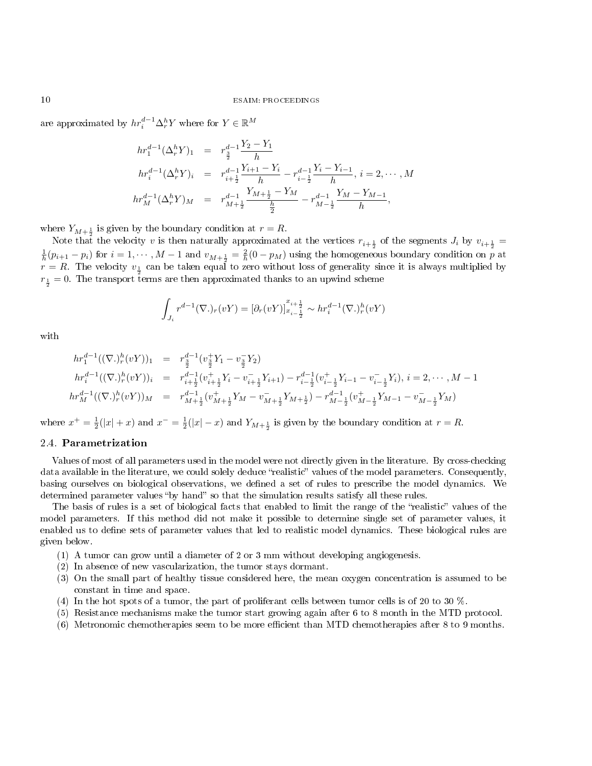are approximated by $hr_i^{d-1}\Delta_r^h Y$ where for $Y \in \mathbb{R}^M$

$$
\begin{aligned}
hr_1^{d-1}(\Delta_r^h Y)_1 &= r_{\frac{3}{2}}^{d-1}\frac{Y_2 - Y_1}{h} \\
hr_i^{d-1}(\Delta_r^h Y)_i &= r_{i+\frac{1}{2}}^{d-1}\frac{Y_{i+1} - Y_i}{h} - r_{i-\frac{1}{2}}^{d-1}\frac{Y_i - Y_{i-1}}{h},\ i = 2, \cdots, M \\
hr_M^{d-1}(\Delta_r^h Y)_M &= r_{M+\frac{1}{2}}^{d-1}\frac{Y_{M+\frac{1}{2}} - Y_M}{\frac{h}{2}} - r_{M-\frac{1}{2}}^{d-1}\frac{Y_M - Y_{M-1}}{h},
\end{aligned}
$$

where $Y_{M+\frac{1}{2}}$ is given by the boundary condition at $r = R$.

Note that the velocity $v$ is then naturally approximated at the vertices $r_{i+\frac{1}{2}}$ of the segments $J_i$ by $v_{i+\frac{1}{2}} = \frac{1}{h}(p_{i+1} - p_i)$ for $i = 1, \cdots, M-1$ and $v_{M+\frac{1}{2}} = \frac{2}{h}(0 - p_M)$ using the homogeneous boundary condition on $p$ at $r = R$. The velocity $v_{\frac{1}{2}}$ can be taken equal to zero without loss of generality since it is always multiplied by $r_{\frac{1}{2}} = 0$. The transport terms are then approximated thanks to an upwind scheme

$$
\int_{J_i} r^{d-1}(\nabla .)_r(vY) = [\partial_r(vY)]_{x_{i-\frac{1}{2}}}^{x_{i+\frac{1}{2}}} \sim hr_i^{d-1}(\nabla .)_r^h(vY)
$$

with

$$
\begin{aligned}
hr_1^{d-1}((\nabla .)_r^h(vY))_1 &= r_{\frac{3}{2}}^{d-1}(v_{\frac{3}{2}}^+ Y_1 - v_{\frac{3}{2}}^- Y_2) \\
hr_i^{d-1}((\nabla .)_r^h(vY))_i &= r_{i+\frac{1}{2}}^{d-1}(v_{i+\frac{1}{2}}^+ Y_i - v_{i+\frac{1}{2}}^- Y_{i+1}) - r_{i-\frac{1}{2}}^{d-1}(v_{i-\frac{1}{2}}^+ Y_{i-1} - v_{i-\frac{1}{2}}^- Y_i),\ i = 2, \cdots, M-1 \\
hr_M^{d-1}((\nabla .)_r^h(vY))_M &= r_{M+\frac{1}{2}}^{d-1}(v_{M+\frac{1}{2}}^+ Y_M - v_{M+\frac{1}{2}}^- Y_{M+\frac{1}{2}}) - r_{M-\frac{1}{2}}^{d-1}(v_{M-\frac{1}{2}}^+ Y_{M-1} - v_{M-\frac{1}{2}}^- Y_M)
\end{aligned}
$$

where $x^+ = \frac{1}{2}(|x| + x)$ and $x^- = \frac{1}{2}(|x| - x)$ and $Y_{M+\frac{1}{2}}$ is given by the boundary condition at $r = R$.

### 2.4. **Parametrization**

Values of most of all parameters used in the model were not directly given in the literature. By cross-checking data available in the literature, we could solely deduce "realistic" values of the model parameters. Consequently, basing ourselves on biological observations, we defined a set of rules to prescribe the model dynamics. We determined parameter values "by hand" so that the simulation results satisfy all these rules.

The basis of rules is a set of biological facts that enabled to limit the range of the "realistic" values of the model parameters. If this method did not make it possible to determine single set of parameter values, it enabled us to define sets of parameter values that led to realistic model dynamics. These biological rules are given below.

1. A tumor can grow until a diameter of 2 or 3 mm without developing angiogenesis.
2. In absence of new vascularization, the tumor stays dormant.
3. On the small part of healthy tissue considered here, the mean oxygen concentration is assumed to be constant in time and space.
4. In the hot spots of a tumor, the part of proliferant cells between tumor cells is of 20 to 30 %.
5. Resistance mechanisms make the tumor start growing again after 6 to 8 month in the MTD protocol.
6. Metronomic chemotherapies seem to be more efficient than MTD chemotherapies after 8 to 9 months.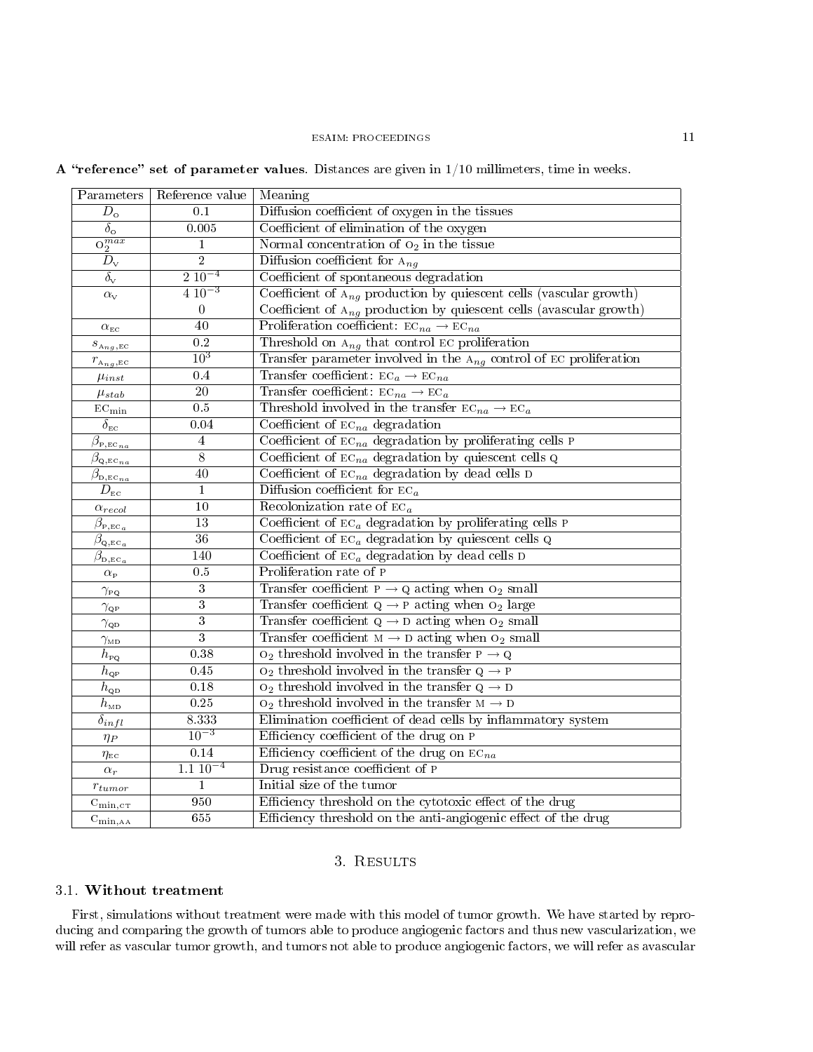**A "reference" set of parameter values**. Distances are given in 1/10 millimeters, time in weeks.

| Parameters | Reference value | Meaning |
|---|---|---|
| $D_{\mathrm{O}}$ | 0.1 | Diffusion coefficient of oxygen in the tissues |
| $\delta_{\mathrm{O}}$ | 0.005 | Coefficient of elimination of the oxygen |
| $\mathrm{O}_2^{max}$ | 1 | Normal concentration of $\mathrm{O}_2$ in the tissue |
| $D_{\mathrm{V}}$ | 2 | Diffusion coefficient for $\mathrm{A}_{ng}$ |
| $\delta_{\mathrm{V}}$ | $2\ 10^{-4}$ | Coefficient of spontaneous degradation |
| $\alpha_{\mathrm{V}}$ | $4\ 10^{-3}$ | Coefficient of $\mathrm{A}_{ng}$ production by quiescent cells (vascular growth) |
| | 0 | Coefficient of $\mathrm{A}_{ng}$ production by quiescent cells (avascular growth) |
| $\alpha_{\mathrm{EC}}$ | 40 | Proliferation coefficient: $\mathrm{EC}_{na} \to \mathrm{EC}_{na}$ |
| $s_{\mathrm{A}_{ng},\mathrm{EC}}$ | 0.2 | Threshold on $\mathrm{A}_{ng}$ that control EC proliferation |
| $r_{\mathrm{A}_{ng},\mathrm{EC}}$ | $10^3$ | Transfer parameter involved in the $\mathrm{A}_{ng}$ control of EC proliferation |
| $\mu_{inst}$ | 0.4 | Transfer coefficient: $\mathrm{EC}_a \to \mathrm{EC}_{na}$ |
| $\mu_{stab}$ | 20 | Transfer coefficient: $\mathrm{EC}_{na} \to \mathrm{EC}_a$ |
| $\mathrm{EC}_{\min}$ | 0.5 | Threshold involved in the transfer $\mathrm{EC}_{na} \to \mathrm{EC}_a$ |
| $\delta_{\mathrm{EC}}$ | 0.04 | Coefficient of $\mathrm{EC}_{na}$ degradation |
| $\beta_{\mathrm{P},\mathrm{EC}_{na}}$ | 4 | Coefficient of $\mathrm{EC}_{na}$ degradation by proliferating cells P |
| $\beta_{\mathrm{Q},\mathrm{EC}_{na}}$ | 8 | Coefficient of $\mathrm{EC}_{na}$ degradation by quiescent cells Q |
| $\beta_{\mathrm{D},\mathrm{EC}_{na}}$ | 40 | Coefficient of $\mathrm{EC}_{na}$ degradation by dead cells D |
| $D_{\mathrm{EC}}$ | 1 | Diffusion coefficient for $\mathrm{EC}_a$ |
| $\alpha_{recol}$ | 10 | Recolonization rate of $\mathrm{EC}_a$ |
| $\beta_{\mathrm{P},\mathrm{EC}_a}$ | 13 | Coefficient of $\mathrm{EC}_a$ degradation by proliferating cells P |
| $\beta_{\mathrm{Q},\mathrm{EC}_a}$ | 36 | Coefficient of $\mathrm{EC}_a$ degradation by quiescent cells Q |
| $\beta_{\mathrm{D},\mathrm{EC}_a}$ | 140 | Coefficient of $\mathrm{EC}_a$ degradation by dead cells D |
| $\alpha_{\mathrm{P}}$ | 0.5 | Proliferation rate of P |
| $\gamma_{\mathrm{PQ}}$ | 3 | Transfer coefficient P $\to$ Q acting when $\mathrm{O}_2$ small |
| $\gamma_{\mathrm{QP}}$ | 3 | Transfer coefficient Q $\to$ P acting when $\mathrm{O}_2$ large |
| $\gamma_{\mathrm{QD}}$ | 3 | Transfer coefficient Q $\to$ D acting when $\mathrm{O}_2$ small |
| $\gamma_{\mathrm{MD}}$ | 3 | Transfer coefficient M $\to$ D acting when $\mathrm{O}_2$ small |
| $h_{\mathrm{PQ}}$ | 0.38 | $\mathrm{O}_2$ threshold involved in the transfer P $\to$ Q |
| $h_{\mathrm{QP}}$ | 0.45 | $\mathrm{O}_2$ threshold involved in the transfer Q $\to$ P |
| $h_{\mathrm{QD}}$ | 0.18 | $\mathrm{O}_2$ threshold involved in the transfer Q $\to$ D |
| $h_{\mathrm{MD}}$ | 0.25 | $\mathrm{O}_2$ threshold involved in the transfer M $\to$ D |
| $\delta_{infl}$ | 8.333 | Elimination coefficient of dead cells by inflammatory system |
| $\eta_P$ | $10^{-3}$ | Efficiency coefficient of the drug on P |
| $\eta_{\mathrm{EC}}$ | 0.14 | Efficiency coefficient of the drug on $\mathrm{EC}_{na}$ |
| $\alpha_r$ | $1.1\ 10^{-4}$ | Drug resistance coefficient of P |
| $r_{tumor}$ | 1 | Initial size of the tumor |
| $\mathrm{C}_{\min,\mathrm{CT}}$ | 950 | Efficiency threshold on the cytotoxic effect of the drug |
| $\mathrm{C}_{\min,\mathrm{AA}}$ | 655 | Efficiency threshold on the anti-angiogenic effect of the drug |

# 3. Results

## 3.1. Without treatment

First, simulations without treatment were made with this model of tumor growth. We have started by reproducing and comparing the growth of tumors able to produce angiogenic factors and thus new vascularization, we will refer as vascular tumor growth, and tumors not able to produce angiogenic factors, we will refer as avascular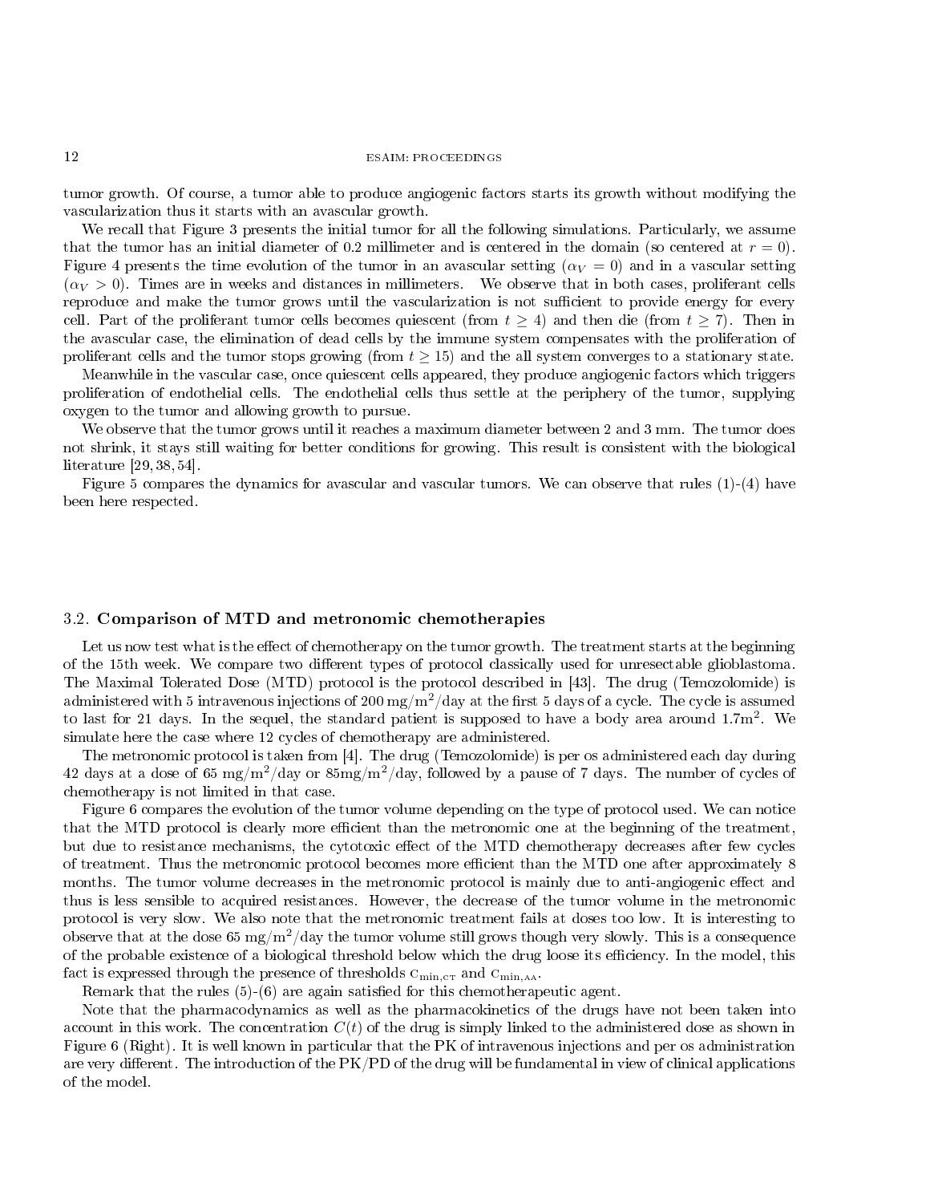tumor growth. Of course, a tumor able to produce angiogenic factors starts its growth without modifying the vascularization thus it starts with an avascular growth.

We recall that Figure 3 presents the initial tumor for all the following simulations. Particularly, we assume that the tumor has an initial diameter of 0.2 millimeter and is centered in the domain (so centered at $r = 0$). Figure 4 presents the time evolution of the tumor in an avascular setting ($\alpha_V = 0$) and in a vascular setting ($\alpha_V > 0$). Times are in weeks and distances in millimeters. We observe that in both cases, proliferant cells reproduce and make the tumor grows until the vascularization is not sufficient to provide energy for every cell. Part of the proliferant tumor cells becomes quiescent (from $t \geq 4$) and then die (from $t \geq 7$). Then in the avascular case, the elimination of dead cells by the immune system compensates with the proliferation of proliferant cells and the tumor stops growing (from $t \geq 15$) and the all system converges to a stationary state.

Meanwhile in the vascular case, once quiescent cells appeared, they produce angiogenic factors which triggers proliferation of endothelial cells. The endothelial cells thus settle at the periphery of the tumor, supplying oxygen to the tumor and allowing growth to pursue.

We observe that the tumor grows until it reaches a maximum diameter between 2 and 3 mm. The tumor does not shrink, it stays still waiting for better conditions for growing. This result is consistent with the biological literature [29, 38, 54].

Figure 5 compares the dynamics for avascular and vascular tumors. We can observe that rules (1)-(4) have been here respected.

### 3.2. Comparison of MTD and metronomic chemotherapies

Let us now test what is the effect of chemotherapy on the tumor growth. The treatment starts at the beginning of the 15th week. We compare two different types of protocol classically used for unresectable glioblastoma. The Maximal Tolerated Dose (MTD) protocol is the protocol described in [43]. The drug (Temozolomide) is administered with 5 intravenous injections of 200 mg/m$^2$/day at the first 5 days of a cycle. The cycle is assumed to last for 21 days. In the sequel, the standard patient is supposed to have a body area around 1.7m$^2$. We simulate here the case where 12 cycles of chemotherapy are administered.

The metronomic protocol is taken from [4]. The drug (Temozolomide) is per os administered each day during 42 days at a dose of 65 mg/m$^2$/day or 85mg/m$^2$/day, followed by a pause of 7 days. The number of cycles of chemotherapy is not limited in that case.

Figure 6 compares the evolution of the tumor volume depending on the type of protocol used. We can notice that the MTD protocol is clearly more efficient than the metronomic one at the beginning of the treatment, but due to resistance mechanisms, the cytotoxic effect of the MTD chemotherapy decreases after few cycles of treatment. Thus the metronomic protocol becomes more efficient than the MTD one after approximately 8 months. The tumor volume decreases in the metronomic protocol is mainly due to anti-angiogenic effect and thus is less sensible to acquired resistances. However, the decrease of the tumor volume in the metronomic protocol is very slow. We also note that the metronomic treatment fails at doses too low. It is interesting to observe that at the dose 65 mg/m$^2$/day the tumor volume still grows though very slowly. This is a consequence of the probable existence of a biological threshold below which the drug loose its efficiency. In the model, this fact is expressed through the presence of thresholds $c_{\min,\text{CT}}$ and $c_{\min,\text{AA}}$.

Remark that the rules (5)-(6) are again satisfied for this chemotherapeutic agent.

Note that the pharmacodynamics as well as the pharmacokinetics of the drugs have not been taken into account in this work. The concentration $C(t)$ of the drug is simply linked to the administered dose as shown in Figure 6 (Right). It is well known in particular that the PK of intravenous injections and per os administration are very different. The introduction of the PK/PD of the drug will be fundamental in view of clinical applications of the model.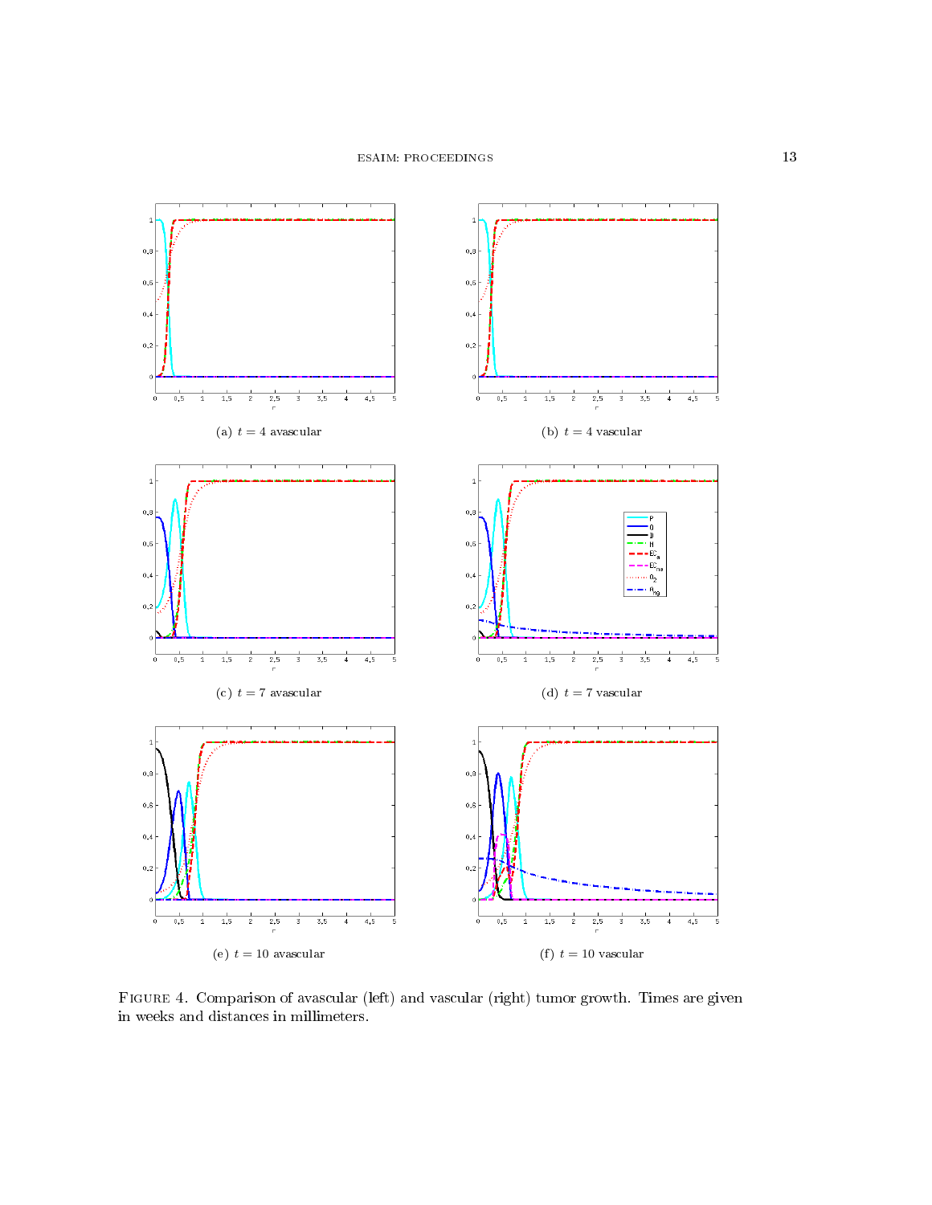(a) $t = 4$ avascular

(b) $t = 4$ vascular

(c) $t = 7$ avascular

(d) $t = 7$ vascular

(e) $t = 10$ avascular

(f) $t = 10$ vascular

Figure 4. Comparison of avascular (left) and vascular (right) tumor growth. Times are given in weeks and distances in millimeters.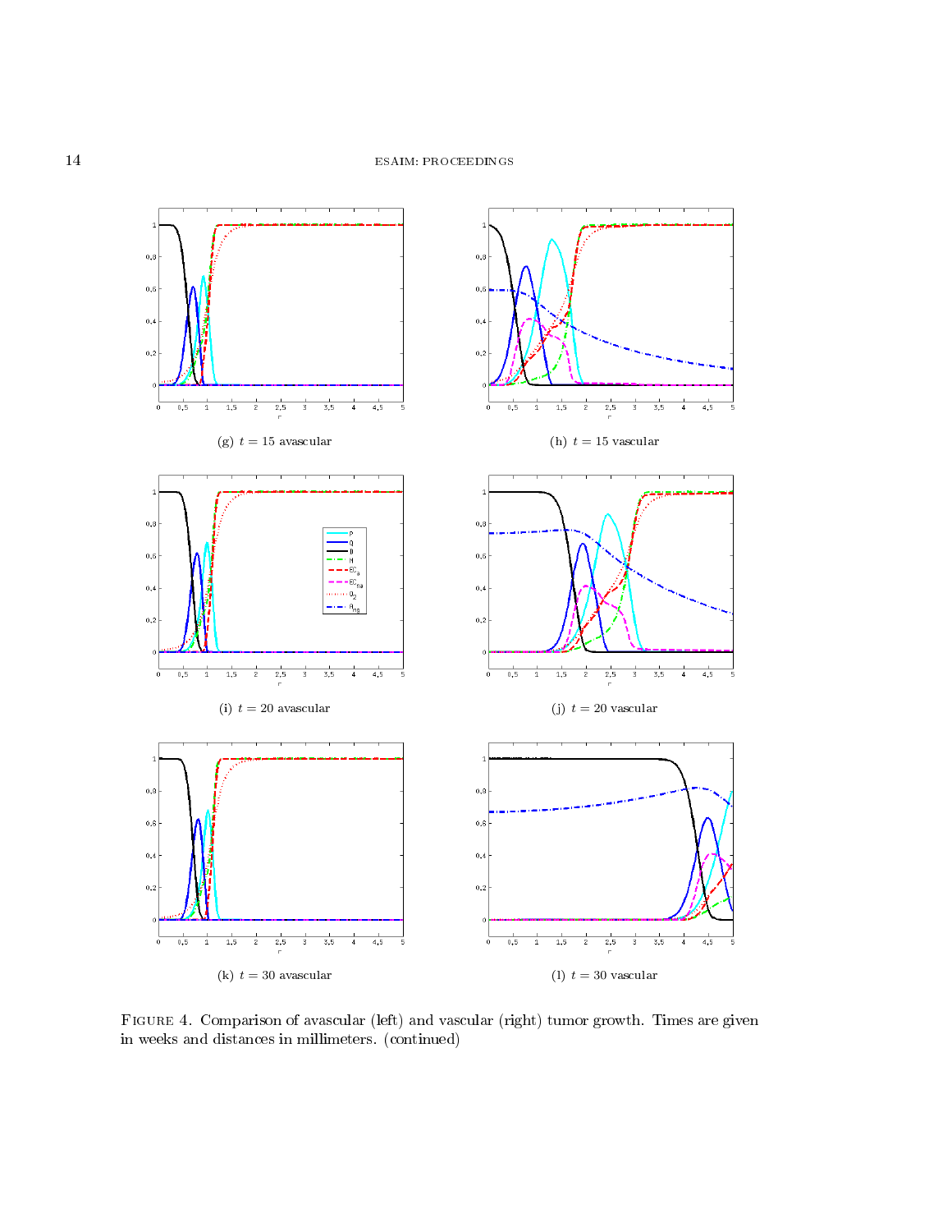(g) $t = 15$ avascular

(h) $t = 15$ vascular

(i) $t = 20$ avascular

(j) $t = 20$ vascular

(k) $t = 30$ avascular

(l) $t = 30$ vascular

Figure 4. Comparison of avascular (left) and vascular (right) tumor growth. Times are given in weeks and distances in millimeters. (continued)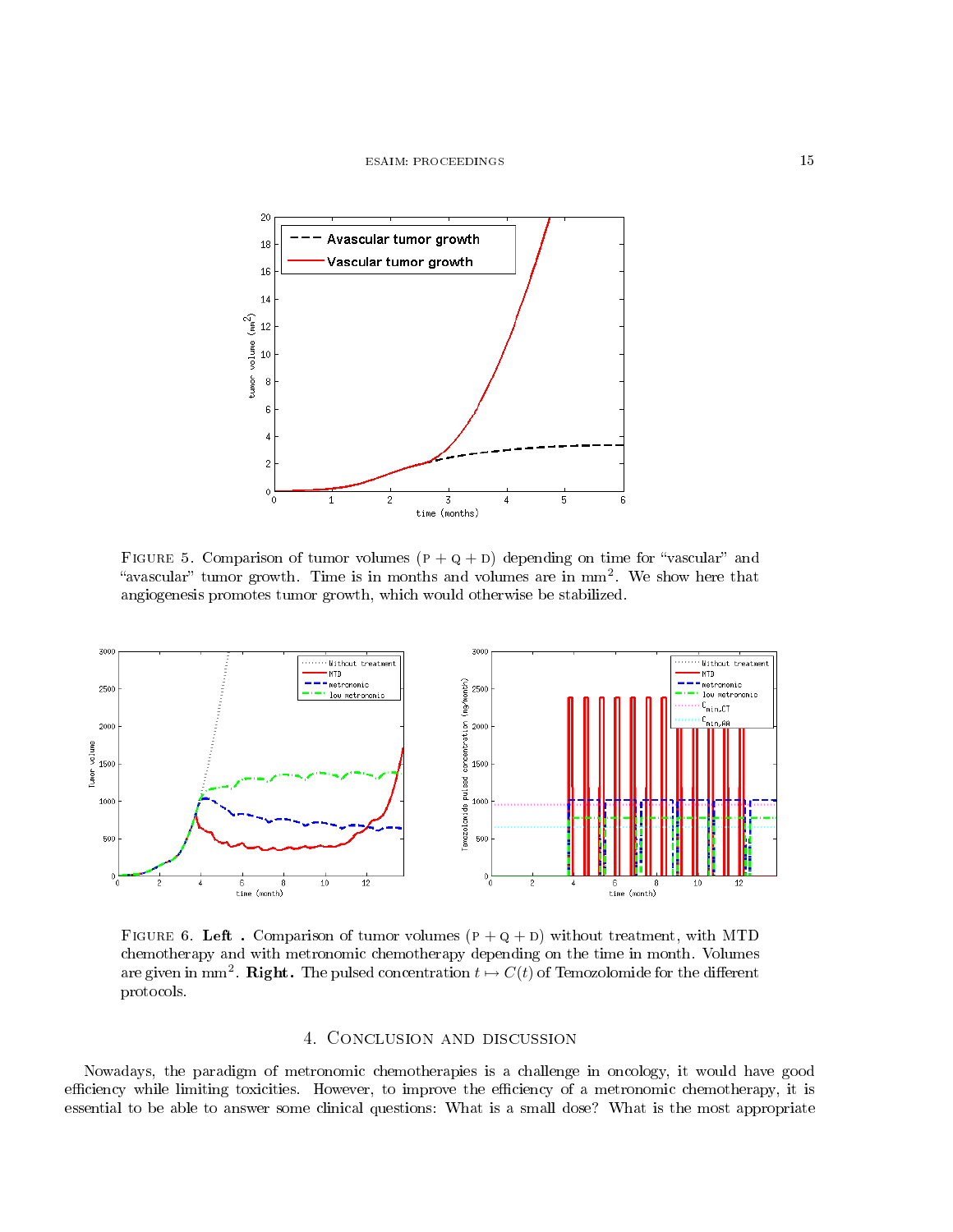Figure 5. Comparison of tumor volumes (P + Q + D) depending on time for "vascular" and "avascular" tumor growth. Time is in months and volumes are in $mm^2$. We show here that angiogenesis promotes tumor growth, which would otherwise be stabilized.

Figure 6. **Left .** Comparison of tumor volumes (P + Q + D) without treatment, with MTD chemotherapy and with metronomic chemotherapy depending on the time in month. Volumes are given in $mm^2$. **Right.** The pulsed concentration $t \mapsto C(t)$ of Temozolomide for the different protocols.

## 4. Conclusion and discussion

Nowadays, the paradigm of metronomic chemotherapies is a challenge in oncology, it would have good efficiency while limiting toxicities. However, to improve the efficiency of a metronomic chemotherapy, it is essential to be able to answer some clinical questions: What is a small dose? What is the most appropriate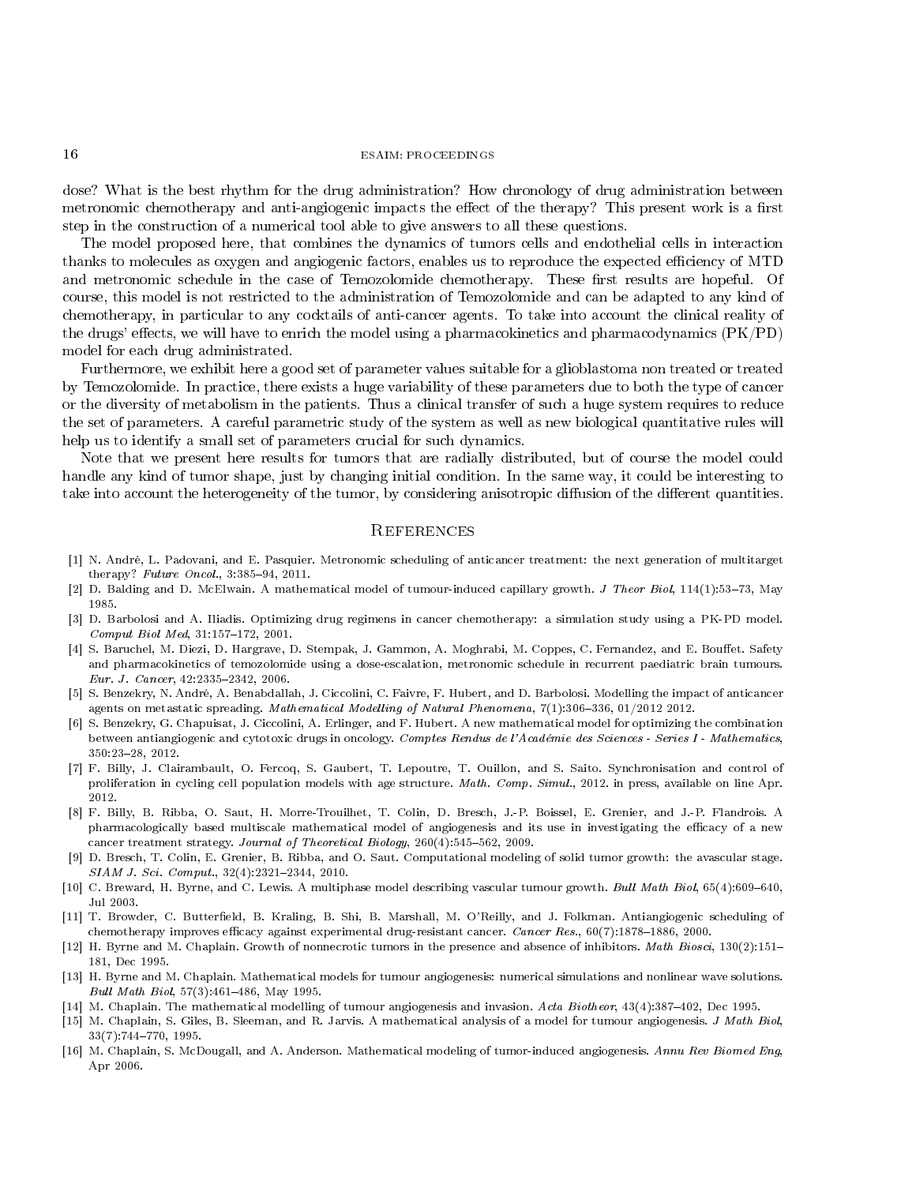dose? What is the best rhythm for the drug administration? How chronology of drug administration between metronomic chemotherapy and anti-angiogenic impacts the effect of the therapy? This present work is a first step in the construction of a numerical tool able to give answers to all these questions.

The model proposed here, that combines the dynamics of tumors cells and endothelial cells in interaction thanks to molecules as oxygen and angiogenic factors, enables us to reproduce the expected efficiency of MTD and metronomic schedule in the case of Temozolomide chemotherapy. These first results are hopeful. Of course, this model is not restricted to the administration of Temozolomide and can be adapted to any kind of chemotherapy, in particular to any cocktails of anti-cancer agents. To take into account the clinical reality of the drugs' effects, we will have to enrich the model using a pharmacokinetics and pharmacodynamics (PK/PD) model for each drug administrated.

Furthermore, we exhibit here a good set of parameter values suitable for a glioblastoma non treated or treated by Temozolomide. In practice, there exists a huge variability of these parameters due to both the type of cancer or the diversity of metabolism in the patients. Thus a clinical transfer of such a huge system requires to reduce the set of parameters. A careful parametric study of the system as well as new biological quantitative rules will help us to identify a small set of parameters crucial for such dynamics.

Note that we present here results for tumors that are radially distributed, but of course the model could handle any kind of tumor shape, just by changing initial condition. In the same way, it could be interesting to take into account the heterogeneity of the tumor, by considering anisotropic diffusion of the different quantities.

## References

[1] N. André, L. Padovani, and E. Pasquier. Metronomic scheduling of anticancer treatment: the next generation of multitarget therapy? *Future Oncol.*, 3:385–94, 2011.

[2] D. Balding and D. McElwain. A mathematical model of tumour-induced capillary growth. *J Theor Biol*, 114(1):53–73, May 1985.

[3] D. Barbolosi and A. Iliadis. Optimizing drug regimens in cancer chemotherapy: a simulation study using a PK-PD model. *Comput Biol Med*, 31:157–172, 2001.

[4] S. Baruchel, M. Diezi, D. Hargrave, D. Stempak, J. Gammon, A. Moghrabi, M. Coppes, C. Fernandez, and E. Bouffet. Safety and pharmacokinetics of temozolomide using a dose-escalation, metronomic schedule in recurrent paediatric brain tumours. *Eur. J. Cancer*, 42:2335–2342, 2006.

[5] S. Benzekry, N. André, A. Benabdallah, J. Ciccolini, C. Faivre, F. Hubert, and D. Barbolosi. Modelling the impact of anticancer agents on metastatic spreading. *Mathematical Modelling of Natural Phenomena*, 7(1):306–336, 01/2012 2012.

[6] S. Benzekry, G. Chapuisat, J. Ciccolini, A. Erlinger, and F. Hubert. A new mathematical model for optimizing the combination between antiangiogenic and cytotoxic drugs in oncology. *Comptes Rendus de l'Académie des Sciences - Series I - Mathematics*, 350:23–28, 2012.

[7] F. Billy, J. Clairambault, O. Fercoq, S. Gaubert, T. Lepoutre, T. Ouillon, and S. Saito. Synchronisation and control of proliferation in cycling cell population models with age structure. *Math. Comp. Simul.*, 2012. in press, available on line Apr. 2012.

[8] F. Billy, B. Ribba, O. Saut, H. Morre-Trouilhet, T. Colin, D. Bresch, J.-P. Boissel, E. Grenier, and J.-P. Flandrois. A pharmacologically based multiscale mathematical model of angiogenesis and its use in investigating the efficacy of a new cancer treatment strategy. *Journal of Theoretical Biology*, 260(4):545–562, 2009.

[9] D. Bresch, T. Colin, E. Grenier, B. Ribba, and O. Saut. Computational modeling of solid tumor growth: the avascular stage. *SIAM J. Sci. Comput.*, 32(4):2321–2344, 2010.

[10] C. Breward, H. Byrne, and C. Lewis. A multiphase model describing vascular tumour growth. *Bull Math Biol*, 65(4):609–640, Jul 2003.

[11] T. Browder, C. Butterfield, B. Kraling, B. Shi, B. Marshall, M. O'Reilly, and J. Folkman. Antiangiogenic scheduling of chemotherapy improves efficacy against experimental drug-resistant cancer. *Cancer Res.*, 60(7):1878–1886, 2000.

[12] H. Byrne and M. Chaplain. Growth of nonnecrotic tumors in the presence and absence of inhibitors. *Math Biosci*, 130(2):151–181, Dec 1995.

[13] H. Byrne and M. Chaplain. Mathematical models for tumour angiogenesis: numerical simulations and nonlinear wave solutions. *Bull Math Biol*, 57(3):461–486, May 1995.

[14] M. Chaplain. The mathematical modelling of tumour angiogenesis and invasion. *Acta Biotheor*, 43(4):387–402, Dec 1995.

[15] M. Chaplain, S. Giles, B. Sleeman, and R. Jarvis. A mathematical analysis of a model for tumour angiogenesis. *J Math Biol*, 33(7):744–770, 1995.

[16] M. Chaplain, S. McDougall, and A. Anderson. Mathematical modeling of tumor-induced angiogenesis. *Annu Rev Biomed Eng*, Apr 2006.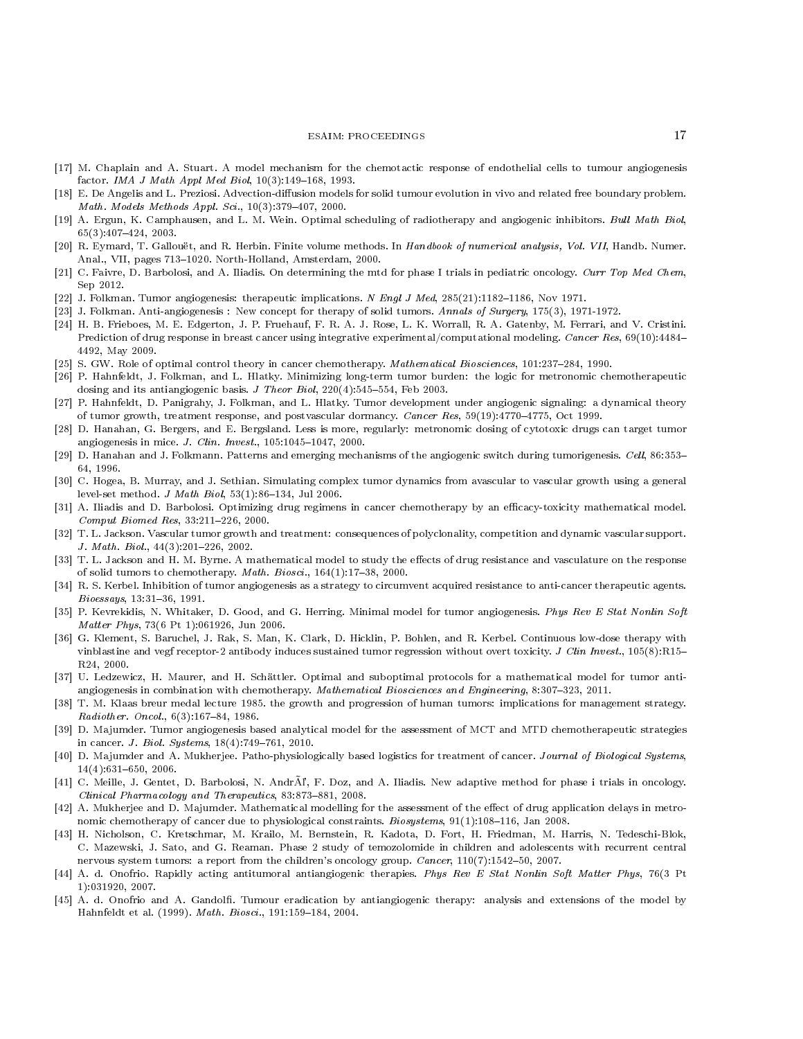[17] M. Chaplain and A. Stuart. A model mechanism for the chemotactic response of endothelial cells to tumour angiogenesis factor. *IMA J Math Appl Med Biol*, 10(3):149–168, 1993.

[18] E. De Angelis and L. Preziosi. Advection-diffusion models for solid tumour evolution in vivo and related free boundary problem. *Math. Models Methods Appl. Sci.*, 10(3):379–407, 2000.

[19] A. Ergun, K. Camphausen, and L. M. Wein. Optimal scheduling of radiotherapy and angiogenic inhibitors. *Bull Math Biol*, 65(3):407–424, 2003.

[20] R. Eymard, T. Gallouët, and R. Herbin. Finite volume methods. In *Handbook of numerical analysis, Vol. VII*, Handb. Numer. Anal., VII, pages 713–1020. North-Holland, Amsterdam, 2000.

[21] C. Faivre, D. Barbolosi, and A. Iliadis. On determining the mtd for phase I trials in pediatric oncology. *Curr Top Med Chem*, Sep 2012.

[22] J. Folkman. Tumor angiogenesis: therapeutic implications. *N Engl J Med*, 285(21):1182–1186, Nov 1971.

[23] J. Folkman. Anti-angiogenesis : New concept for therapy of solid tumors. *Annals of Surgery*, 175(3), 1971-1972.

[24] H. B. Frieboes, M. E. Edgerton, J. P. Fruehauf, F. R. A. J. Rose, L. K. Worrall, R. A. Gatenby, M. Ferrari, and V. Cristini. Prediction of drug response in breast cancer using integrative experimental/computational modeling. *Cancer Res*, 69(10):4484–4492, May 2009.

[25] S. GW. Role of optimal control theory in cancer chemotherapy. *Mathematical Biosciences*, 101:237–284, 1990.

[26] P. Hahnfeldt, J. Folkman, and L. Hlatky. Minimizing long-term tumor burden: the logic for metronomic chemotherapeutic dosing and its antiangiogenic basis. *J Theor Biol*, 220(4):545–554, Feb 2003.

[27] P. Hahnfeldt, D. Panigrahy, J. Folkman, and L. Hlatky. Tumor development under angiogenic signaling: a dynamical theory of tumor growth, treatment response, and postvascular dormancy. *Cancer Res*, 59(19):4770–4775, Oct 1999.

[28] D. Hanahan, G. Bergers, and E. Bergsland. Less is more, regularly: metronomic dosing of cytotoxic drugs can target tumor angiogenesis in mice. *J. Clin. Invest.*, 105:1045–1047, 2000.

[29] D. Hanahan and J. Folkmann. Patterns and emerging mechanisms of the angiogenic switch during tumorigenesis. *Cell*, 86:353–64, 1996.

[30] C. Hogea, B. Murray, and J. Sethian. Simulating complex tumor dynamics from avascular to vascular growth using a general level-set method. *J Math Biol*, 53(1):86–134, Jul 2006.

[31] A. Iliadis and D. Barbolosi. Optimizing drug regimens in cancer chemotherapy by an efficacy-toxicity mathematical model. *Comput Biomed Res*, 33:211–226, 2000.

[32] T. L. Jackson. Vascular tumor growth and treatment: consequences of polyclonality, competition and dynamic vascular support. *J. Math. Biol.*, 44(3):201–226, 2002.

[33] T. L. Jackson and H. M. Byrne. A mathematical model to study the effects of drug resistance and vasculature on the response of solid tumors to chemotherapy. *Math. Biosci.*, 164(1):17–38, 2000.

[34] R. S. Kerbel. Inhibition of tumor angiogenesis as a strategy to circumvent acquired resistance to anti-cancer therapeutic agents. *Bioessays*, 13:31–36, 1991.

[35] P. Kevrekidis, N. Whitaker, D. Good, and G. Herring. Minimal model for tumor angiogenesis. *Phys Rev E Stat Nonlin Soft Matter Phys*, 73(6 Pt 1):061926, Jun 2006.

[36] G. Klement, S. Baruchel, J. Rak, S. Man, K. Clark, D. Hicklin, P. Bohlen, and R. Kerbel. Continuous low-dose therapy with vinblastine and vegf receptor-2 antibody induces sustained tumor regression without overt toxicity. *J Clin Invest.*, 105(8):R15–R24, 2000.

[37] U. Ledzewicz, H. Maurer, and H. Schättler. Optimal and suboptimal protocols for a mathematical model for tumor anti-angiogenesis in combination with chemotherapy. *Mathematical Biosciences and Engineering*, 8:307–323, 2011.

[38] T. M. Klaas breur medal lecture 1985. the growth and progression of human tumors: implications for management strategy. *Radiother. Oncol.*, 6(3):167–84, 1986.

[39] D. Majumder. Tumor angiogenesis based analytical model for the assessment of MCT and MTD chemotherapeutic strategies in cancer. *J. Biol. Systems*, 18(4):749–761, 2010.

[40] D. Majumder and A. Mukherjee. Patho-physiologically based logistics for treatment of cancer. *Journal of Biological Systems*, 14(4):631–650, 2006.

[41] C. Meille, J. Gentet, D. Barbolosi, N. AndrÃľ, F. Doz, and A. Iliadis. New adaptive method for phase i trials in oncology. *Clinical Pharmacology and Therapeutics*, 83:873–881, 2008.

[42] A. Mukherjee and D. Majumder. Mathematical modelling for the assessment of the effect of drug application delays in metronomic chemotherapy of cancer due to physiological constraints. *Biosystems*, 91(1):108–116, Jan 2008.

[43] H. Nicholson, C. Kretschmar, M. Krailo, M. Bernstein, R. Kadota, D. Fort, H. Friedman, M. Harris, N. Tedeschi-Blok, C. Mazewski, J. Sato, and G. Reaman. Phase 2 study of temozolomide in children and adolescents with recurrent central nervous system tumors: a report from the children's oncology group. *Cancer*, 110(7):1542–50, 2007.

[44] A. d. Onofrio. Rapidly acting antitumoral antiangiogenic therapies. *Phys Rev E Stat Nonlin Soft Matter Phys*, 76(3 Pt 1):031920, 2007.

[45] A. d. Onofrio and A. Gandolfi. Tumour eradication by antiangiogenic therapy: analysis and extensions of the model by Hahnfeldt et al. (1999). *Math. Biosci.*, 191:159–184, 2004.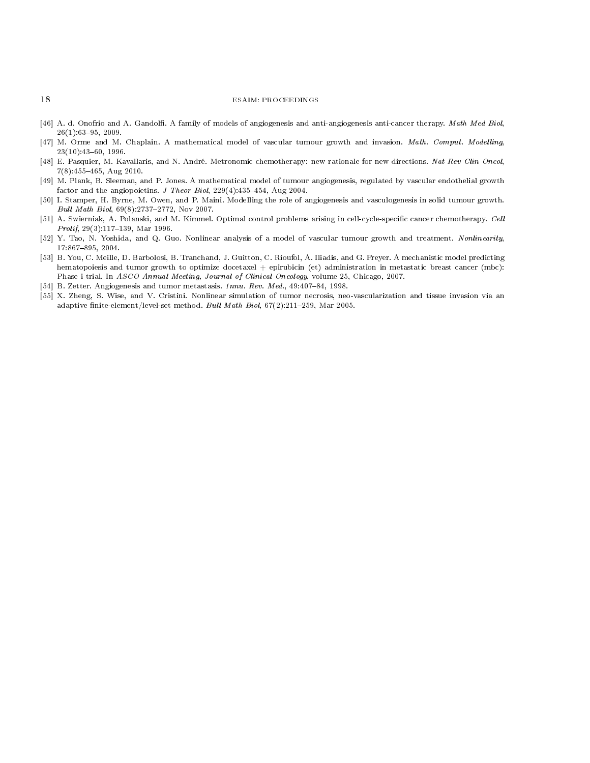[46] A. d. Onofrio and A. Gandolfi. A family of models of angiogenesis and anti-angiogenesis anti-cancer therapy. *Math Med Biol*, 26(1):63–95, 2009.

[47] M. Orme and M. Chaplain. A mathematical model of vascular tumour growth and invasion. *Math. Comput. Modelling*, 23(10):43–60, 1996.

[48] E. Pasquier, M. Kavallaris, and N. André. Metronomic chemotherapy: new rationale for new directions. *Nat Rev Clin Oncol*, 7(8):455–465, Aug 2010.

[49] M. Plank, B. Sleeman, and P. Jones. A mathematical model of tumour angiogenesis, regulated by vascular endothelial growth factor and the angiopoietins. *J Theor Biol*, 229(4):435–454, Aug 2004.

[50] I. Stamper, H. Byrne, M. Owen, and P. Maini. Modelling the role of angiogenesis and vasculogenesis in solid tumour growth. *Bull Math Biol*, 69(8):2737–2772, Nov 2007.

[51] A. Swierniak, A. Polanski, and M. Kimmel. Optimal control problems arising in cell-cycle-specific cancer chemotherapy. *Cell Prolif*, 29(3):117–139, Mar 1996.

[52] Y. Tao, N. Yoshida, and Q. Guo. Nonlinear analysis of a model of vascular tumour growth and treatment. *Nonlinearity*, 17:867–895, 2004.

[53] B. You, C. Meille, D. Barbolosi, B. Tranchand, J. Guitton, C. Rioufol, A. Iliadis, and G. Freyer. A mechanistic model predicting hematopoiesis and tumor growth to optimize docetaxel + epirubicin (et) administration in metastatic breast cancer (mbc): Phase i trial. In *ASCO Annual Meeting, Journal of Clinical Oncology*, volume 25, Chicago, 2007.

[54] B. Zetter. Angiogenesis and tumor metastasis. *Innu. Rev. Med.*, 49:407–84, 1998.

[55] X. Zheng, S. Wise, and V. Cristini. Nonlinear simulation of tumor necrosis, neo-vascularization and tissue invasion via an adaptive finite-element/level-set method. *Bull Math Biol*, 67(2):211–259, Mar 2005.